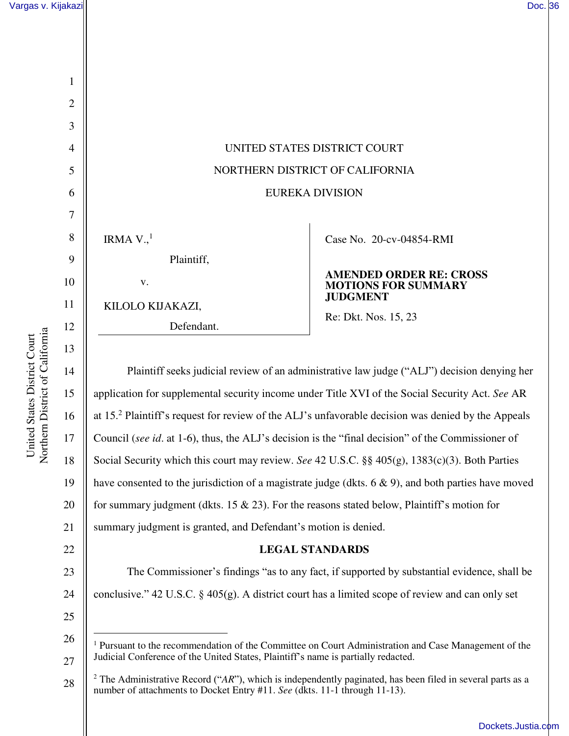UNITED STATES DISTRICT COURT

NORTHERN DISTRICT OF CALIFORNIA

EUREKA DIVISION

| | |
|---|---|
| IRMA V.,[1]<br>Plaintiff,<br>v.<br>KILOLO KIJAKAZI,<br>Defendant. | Case No. 20-cv-04854-RMI<br><br>**AMENDED ORDER RE: CROSS MOTIONS FOR SUMMARY JUDGMENT**<br><br>Re: Dkt. Nos. 15, 23 |

Plaintiff seeks judicial review of an administrative law judge ("ALJ") decision denying her application for supplemental security income under Title XVI of the Social Security Act. *See* AR at 15.[2] Plaintiff's request for review of the ALJ's unfavorable decision was denied by the Appeals Council (*see id*. at 1-6), thus, the ALJ's decision is the "final decision" of the Commissioner of Social Security which this court may review. *See* 42 U.S.C. §§ 405(g), 1383(c)(3). Both Parties have consented to the jurisdiction of a magistrate judge (dkts. 6 & 9), and both parties have moved for summary judgment (dkts. 15 & 23). For the reasons stated below, Plaintiff's motion for summary judgment is granted, and Defendant's motion is denied.

## LEGAL STANDARDS

The Commissioner's findings "as to any fact, if supported by substantial evidence, shall be conclusive." 42 U.S.C. § 405(g). A district court has a limited scope of review and can only set

---

[1] Pursuant to the recommendation of the Committee on Court Administration and Case Management of the Judicial Conference of the United States, Plaintiff's name is partially redacted.

[2] The Administrative Record ("*AR*"), which is independently paginated, has been filed in several parts as a number of attachments to Docket Entry #11. *See* (dkts. 11-1 through 11-13).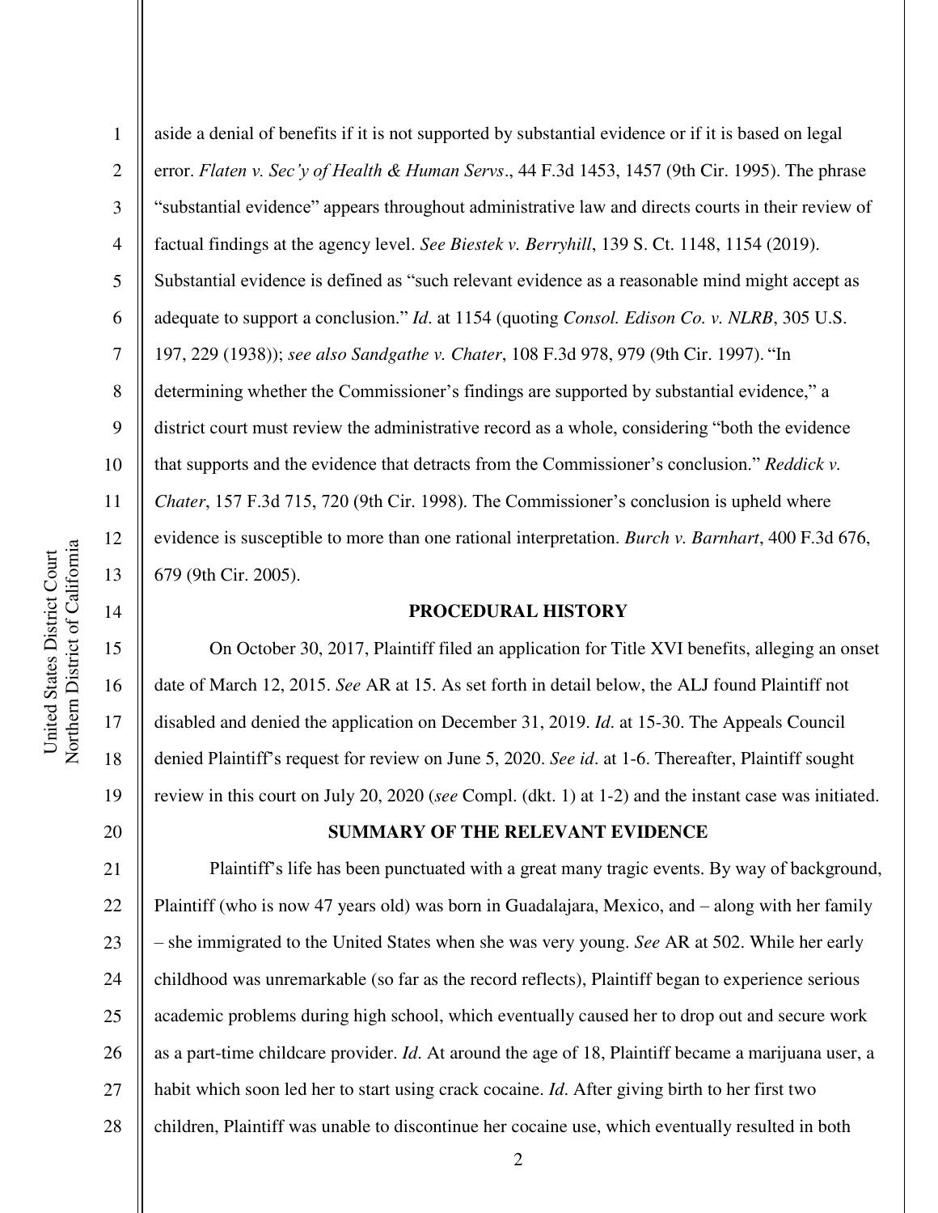aside a denial of benefits if it is not supported by substantial evidence or if it is based on legal error. *Flaten v. Sec'y of Health & Human Servs*., 44 F.3d 1453, 1457 (9th Cir. 1995). The phrase "substantial evidence" appears throughout administrative law and directs courts in their review of factual findings at the agency level. *See Biestek v. Berryhill*, 139 S. Ct. 1148, 1154 (2019). Substantial evidence is defined as "such relevant evidence as a reasonable mind might accept as adequate to support a conclusion." *Id*. at 1154 (quoting *Consol. Edison Co. v. NLRB*, 305 U.S. 197, 229 (1938)); *see also Sandgathe v. Chater*, 108 F.3d 978, 979 (9th Cir. 1997). "In determining whether the Commissioner's findings are supported by substantial evidence," a district court must review the administrative record as a whole, considering "both the evidence that supports and the evidence that detracts from the Commissioner's conclusion." *Reddick v. Chater*, 157 F.3d 715, 720 (9th Cir. 1998). The Commissioner's conclusion is upheld where evidence is susceptible to more than one rational interpretation. *Burch v. Barnhart*, 400 F.3d 676, 679 (9th Cir. 2005).

## PROCEDURAL HISTORY

On October 30, 2017, Plaintiff filed an application for Title XVI benefits, alleging an onset date of March 12, 2015. *See* AR at 15. As set forth in detail below, the ALJ found Plaintiff not disabled and denied the application on December 31, 2019. *Id*. at 15-30. The Appeals Council denied Plaintiff's request for review on June 5, 2020. *See id*. at 1-6. Thereafter, Plaintiff sought review in this court on July 20, 2020 (*see* Compl. (dkt. 1) at 1-2) and the instant case was initiated.

## SUMMARY OF THE RELEVANT EVIDENCE

Plaintiff's life has been punctuated with a great many tragic events. By way of background, Plaintiff (who is now 47 years old) was born in Guadalajara, Mexico, and – along with her family – she immigrated to the United States when she was very young. *See* AR at 502. While her early childhood was unremarkable (so far as the record reflects), Plaintiff began to experience serious academic problems during high school, which eventually caused her to drop out and secure work as a part-time childcare provider. *Id*. At around the age of 18, Plaintiff became a marijuana user, a habit which soon led her to start using crack cocaine. *Id*. After giving birth to her first two children, Plaintiff was unable to discontinue her cocaine use, which eventually resulted in both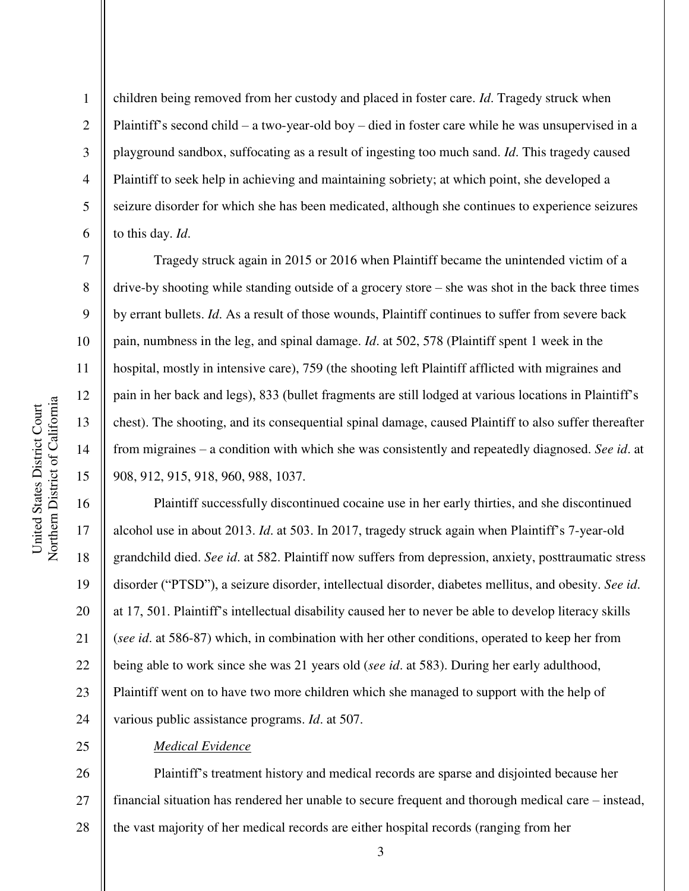children being removed from her custody and placed in foster care. *Id*. Tragedy struck when Plaintiff's second child – a two-year-old boy – died in foster care while he was unsupervised in a playground sandbox, suffocating as a result of ingesting too much sand. *Id*. This tragedy caused Plaintiff to seek help in achieving and maintaining sobriety; at which point, she developed a seizure disorder for which she has been medicated, although she continues to experience seizures to this day. *Id*.

Tragedy struck again in 2015 or 2016 when Plaintiff became the unintended victim of a drive-by shooting while standing outside of a grocery store – she was shot in the back three times by errant bullets. *Id*. As a result of those wounds, Plaintiff continues to suffer from severe back pain, numbness in the leg, and spinal damage. *Id*. at 502, 578 (Plaintiff spent 1 week in the hospital, mostly in intensive care), 759 (the shooting left Plaintiff afflicted with migraines and pain in her back and legs), 833 (bullet fragments are still lodged at various locations in Plaintiff's chest). The shooting, and its consequential spinal damage, caused Plaintiff to also suffer thereafter from migraines – a condition with which she was consistently and repeatedly diagnosed. *See id*. at 908, 912, 915, 918, 960, 988, 1037.

Plaintiff successfully discontinued cocaine use in her early thirties, and she discontinued alcohol use in about 2013. *Id*. at 503. In 2017, tragedy struck again when Plaintiff's 7-year-old grandchild died. *See id*. at 582. Plaintiff now suffers from depression, anxiety, posttraumatic stress disorder ("PTSD"), a seizure disorder, intellectual disorder, diabetes mellitus, and obesity. *See id*. at 17, 501. Plaintiff's intellectual disability caused her to never be able to develop literacy skills (*see id*. at 586-87) which, in combination with her other conditions, operated to keep her from being able to work since she was 21 years old (*see id*. at 583). During her early adulthood, Plaintiff went on to have two more children which she managed to support with the help of various public assistance programs. *Id*. at 507.

*Medical Evidence*

Plaintiff's treatment history and medical records are sparse and disjointed because her financial situation has rendered her unable to secure frequent and thorough medical care – instead, the vast majority of her medical records are either hospital records (ranging from her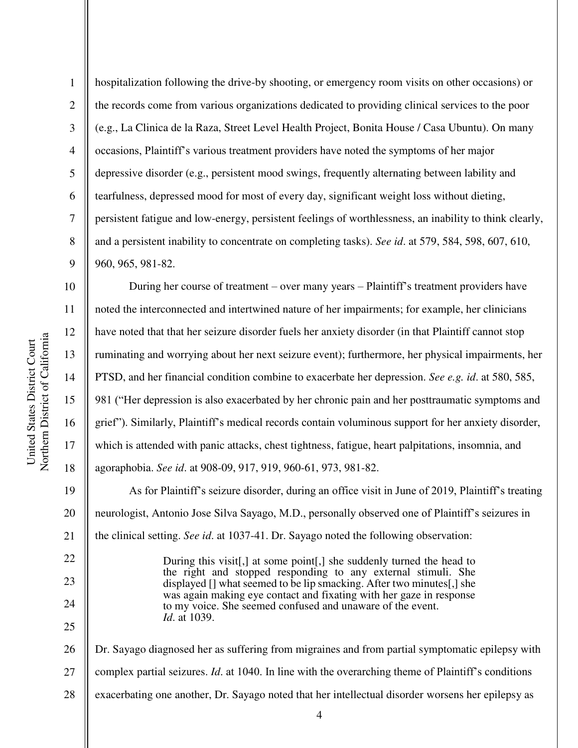hospitalization following the drive-by shooting, or emergency room visits on other occasions) or the records come from various organizations dedicated to providing clinical services to the poor (e.g., La Clinica de la Raza, Street Level Health Project, Bonita House / Casa Ubuntu). On many occasions, Plaintiff's various treatment providers have noted the symptoms of her major depressive disorder (e.g., persistent mood swings, frequently alternating between lability and tearfulness, depressed mood for most of every day, significant weight loss without dieting, persistent fatigue and low-energy, persistent feelings of worthlessness, an inability to think clearly, and a persistent inability to concentrate on completing tasks). *See id*. at 579, 584, 598, 607, 610, 960, 965, 981-82.

During her course of treatment – over many years – Plaintiff's treatment providers have noted the interconnected and intertwined nature of her impairments; for example, her clinicians have noted that that her seizure disorder fuels her anxiety disorder (in that Plaintiff cannot stop ruminating and worrying about her next seizure event); furthermore, her physical impairments, her PTSD, and her financial condition combine to exacerbate her depression. *See e.g. id*. at 580, 585, 981 ("Her depression is also exacerbated by her chronic pain and her posttraumatic symptoms and grief"). Similarly, Plaintiff's medical records contain voluminous support for her anxiety disorder, which is attended with panic attacks, chest tightness, fatigue, heart palpitations, insomnia, and agoraphobia. *See id*. at 908-09, 917, 919, 960-61, 973, 981-82.

As for Plaintiff's seizure disorder, during an office visit in June of 2019, Plaintiff's treating neurologist, Antonio Jose Silva Sayago, M.D., personally observed one of Plaintiff's seizures in the clinical setting. *See id*. at 1037-41. Dr. Sayago noted the following observation:

> During this visit[,] at some point[,] she suddenly turned the head to the right and stopped responding to any external stimuli. She displayed [] what seemed to be lip smacking. After two minutes[,] she was again making eye contact and fixating with her gaze in response to my voice. She seemed confused and unaware of the event. *Id*. at 1039.

Dr. Sayago diagnosed her as suffering from migraines and from partial symptomatic epilepsy with complex partial seizures. *Id*. at 1040. In line with the overarching theme of Plaintiff's conditions exacerbating one another, Dr. Sayago noted that her intellectual disorder worsens her epilepsy as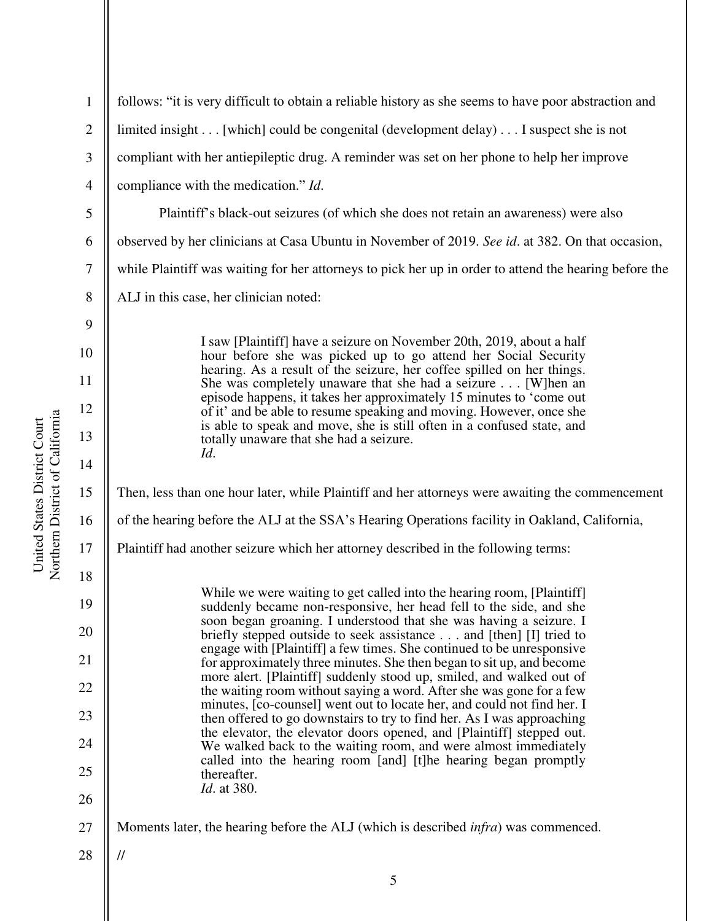follows: "it is very difficult to obtain a reliable history as she seems to have poor abstraction and limited insight . . . [which] could be congenital (development delay) . . . I suspect she is not compliant with her antiepileptic drug. A reminder was set on her phone to help her improve compliance with the medication." *Id*.

Plaintiff's black-out seizures (of which she does not retain an awareness) were also observed by her clinicians at Casa Ubuntu in November of 2019. *See id*. at 382. On that occasion, while Plaintiff was waiting for her attorneys to pick her up in order to attend the hearing before the ALJ in this case, her clinician noted:

> I saw [Plaintiff] have a seizure on November 20th, 2019, about a half hour before she was picked up to go attend her Social Security hearing. As a result of the seizure, her coffee spilled on her things. She was completely unaware that she had a seizure . . . [W]hen an episode happens, it takes her approximately 15 minutes to 'come out of it' and be able to resume speaking and moving. However, once she is able to speak and move, she is still often in a confused state, and totally unaware that she had a seizure.
> *Id*.

Then, less than one hour later, while Plaintiff and her attorneys were awaiting the commencement of the hearing before the ALJ at the SSA's Hearing Operations facility in Oakland, California, Plaintiff had another seizure which her attorney described in the following terms:

> While we were waiting to get called into the hearing room, [Plaintiff] suddenly became non-responsive, her head fell to the side, and she soon began groaning. I understood that she was having a seizure. I briefly stepped outside to seek assistance . . . and [then] [I] tried to engage with [Plaintiff] a few times. She continued to be unresponsive for approximately three minutes. She then began to sit up, and become more alert. [Plaintiff] suddenly stood up, smiled, and walked out of the waiting room without saying a word. After she was gone for a few minutes, [co-counsel] went out to locate her, and could not find her. I then offered to go downstairs to try to find her. As I was approaching the elevator, the elevator doors opened, and [Plaintiff] stepped out. We walked back to the waiting room, and were almost immediately called into the hearing room [and] [t]he hearing began promptly thereafter.
> *Id*. at 380.

Moments later, the hearing before the ALJ (which is described *infra*) was commenced.

//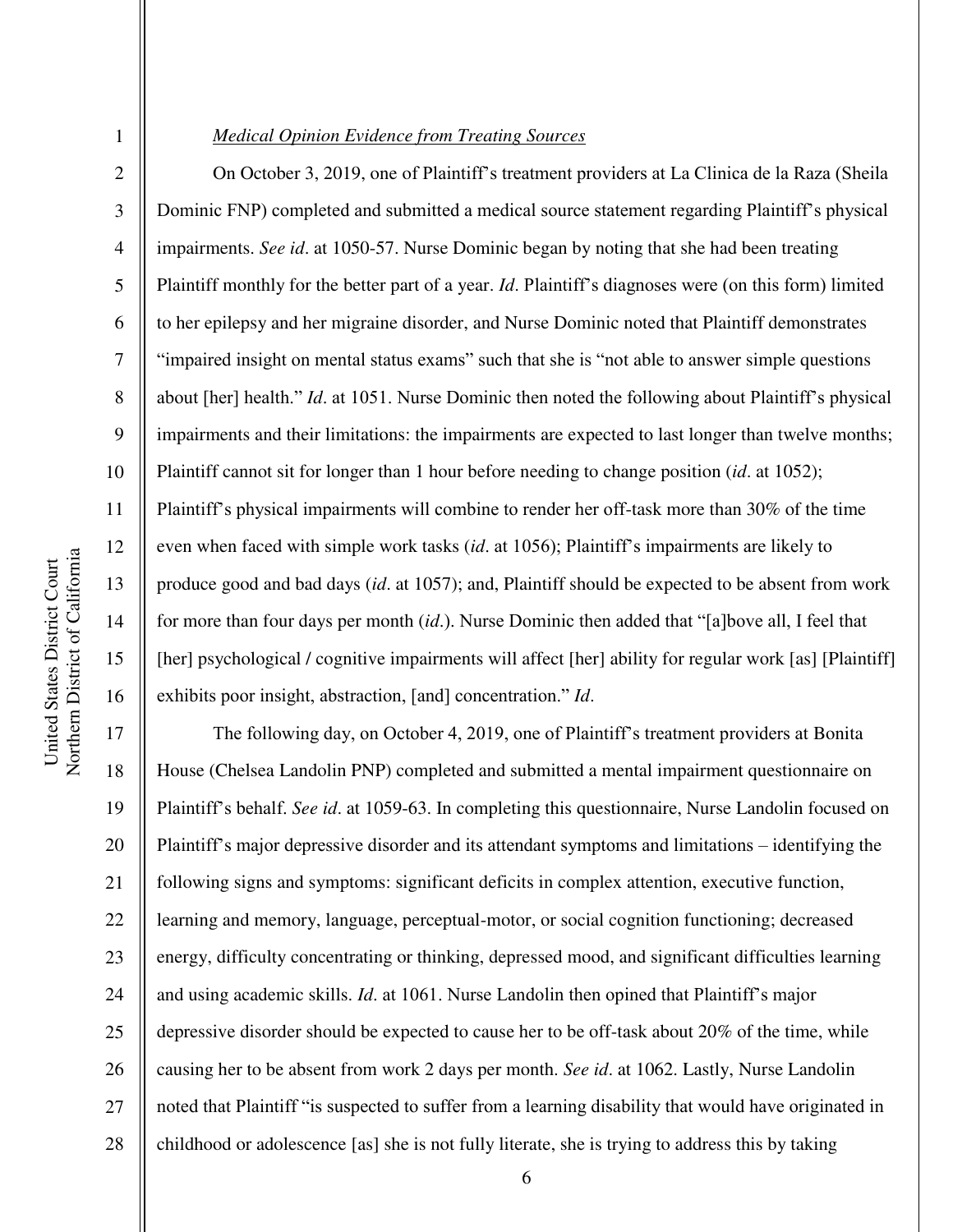*Medical Opinion Evidence from Treating Sources*

On October 3, 2019, one of Plaintiff's treatment providers at La Clinica de la Raza (Sheila Dominic FNP) completed and submitted a medical source statement regarding Plaintiff's physical impairments. *See id*. at 1050-57. Nurse Dominic began by noting that she had been treating Plaintiff monthly for the better part of a year. *Id*. Plaintiff's diagnoses were (on this form) limited to her epilepsy and her migraine disorder, and Nurse Dominic noted that Plaintiff demonstrates "impaired insight on mental status exams" such that she is "not able to answer simple questions about [her] health." *Id*. at 1051. Nurse Dominic then noted the following about Plaintiff's physical impairments and their limitations: the impairments are expected to last longer than twelve months; Plaintiff cannot sit for longer than 1 hour before needing to change position (*id*. at 1052); Plaintiff's physical impairments will combine to render her off-task more than 30% of the time even when faced with simple work tasks (*id*. at 1056); Plaintiff's impairments are likely to produce good and bad days (*id*. at 1057); and, Plaintiff should be expected to be absent from work for more than four days per month (*id*.). Nurse Dominic then added that "[a]bove all, I feel that [her] psychological / cognitive impairments will affect [her] ability for regular work [as] [Plaintiff] exhibits poor insight, abstraction, [and] concentration." *Id*.

The following day, on October 4, 2019, one of Plaintiff's treatment providers at Bonita House (Chelsea Landolin PNP) completed and submitted a mental impairment questionnaire on Plaintiff's behalf. *See id*. at 1059-63. In completing this questionnaire, Nurse Landolin focused on Plaintiff's major depressive disorder and its attendant symptoms and limitations – identifying the following signs and symptoms: significant deficits in complex attention, executive function, learning and memory, language, perceptual-motor, or social cognition functioning; decreased energy, difficulty concentrating or thinking, depressed mood, and significant difficulties learning and using academic skills. *Id*. at 1061. Nurse Landolin then opined that Plaintiff's major depressive disorder should be expected to cause her to be off-task about 20% of the time, while causing her to be absent from work 2 days per month. *See id*. at 1062. Lastly, Nurse Landolin noted that Plaintiff "is suspected to suffer from a learning disability that would have originated in childhood or adolescence [as] she is not fully literate, she is trying to address this by taking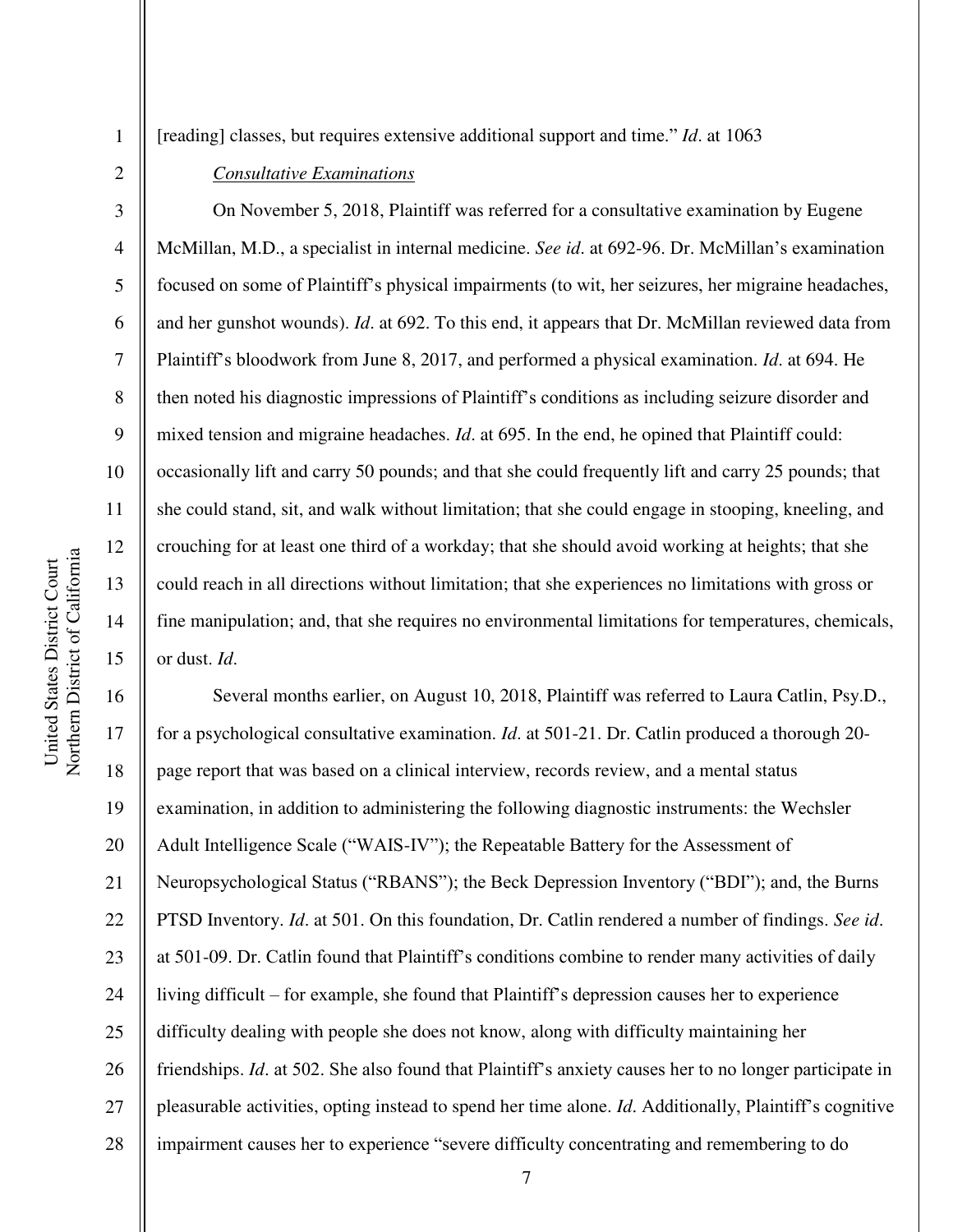[reading] classes, but requires extensive additional support and time." *Id*. at 1063

*Consultative Examinations*

On November 5, 2018, Plaintiff was referred for a consultative examination by Eugene McMillan, M.D., a specialist in internal medicine. *See id*. at 692-96. Dr. McMillan's examination focused on some of Plaintiff's physical impairments (to wit, her seizures, her migraine headaches, and her gunshot wounds). *Id*. at 692. To this end, it appears that Dr. McMillan reviewed data from Plaintiff's bloodwork from June 8, 2017, and performed a physical examination. *Id*. at 694. He then noted his diagnostic impressions of Plaintiff's conditions as including seizure disorder and mixed tension and migraine headaches. *Id*. at 695. In the end, he opined that Plaintiff could: occasionally lift and carry 50 pounds; and that she could frequently lift and carry 25 pounds; that she could stand, sit, and walk without limitation; that she could engage in stooping, kneeling, and crouching for at least one third of a workday; that she should avoid working at heights; that she could reach in all directions without limitation; that she experiences no limitations with gross or fine manipulation; and, that she requires no environmental limitations for temperatures, chemicals, or dust. *Id*.

Several months earlier, on August 10, 2018, Plaintiff was referred to Laura Catlin, Psy.D., for a psychological consultative examination. *Id*. at 501-21. Dr. Catlin produced a thorough 20-page report that was based on a clinical interview, records review, and a mental status examination, in addition to administering the following diagnostic instruments: the Wechsler Adult Intelligence Scale ("WAIS-IV"); the Repeatable Battery for the Assessment of Neuropsychological Status ("RBANS"); the Beck Depression Inventory ("BDI"); and, the Burns PTSD Inventory. *Id*. at 501. On this foundation, Dr. Catlin rendered a number of findings. *See id*. at 501-09. Dr. Catlin found that Plaintiff's conditions combine to render many activities of daily living difficult – for example, she found that Plaintiff's depression causes her to experience difficulty dealing with people she does not know, along with difficulty maintaining her friendships. *Id*. at 502. She also found that Plaintiff's anxiety causes her to no longer participate in pleasurable activities, opting instead to spend her time alone. *Id*. Additionally, Plaintiff's cognitive impairment causes her to experience "severe difficulty concentrating and remembering to do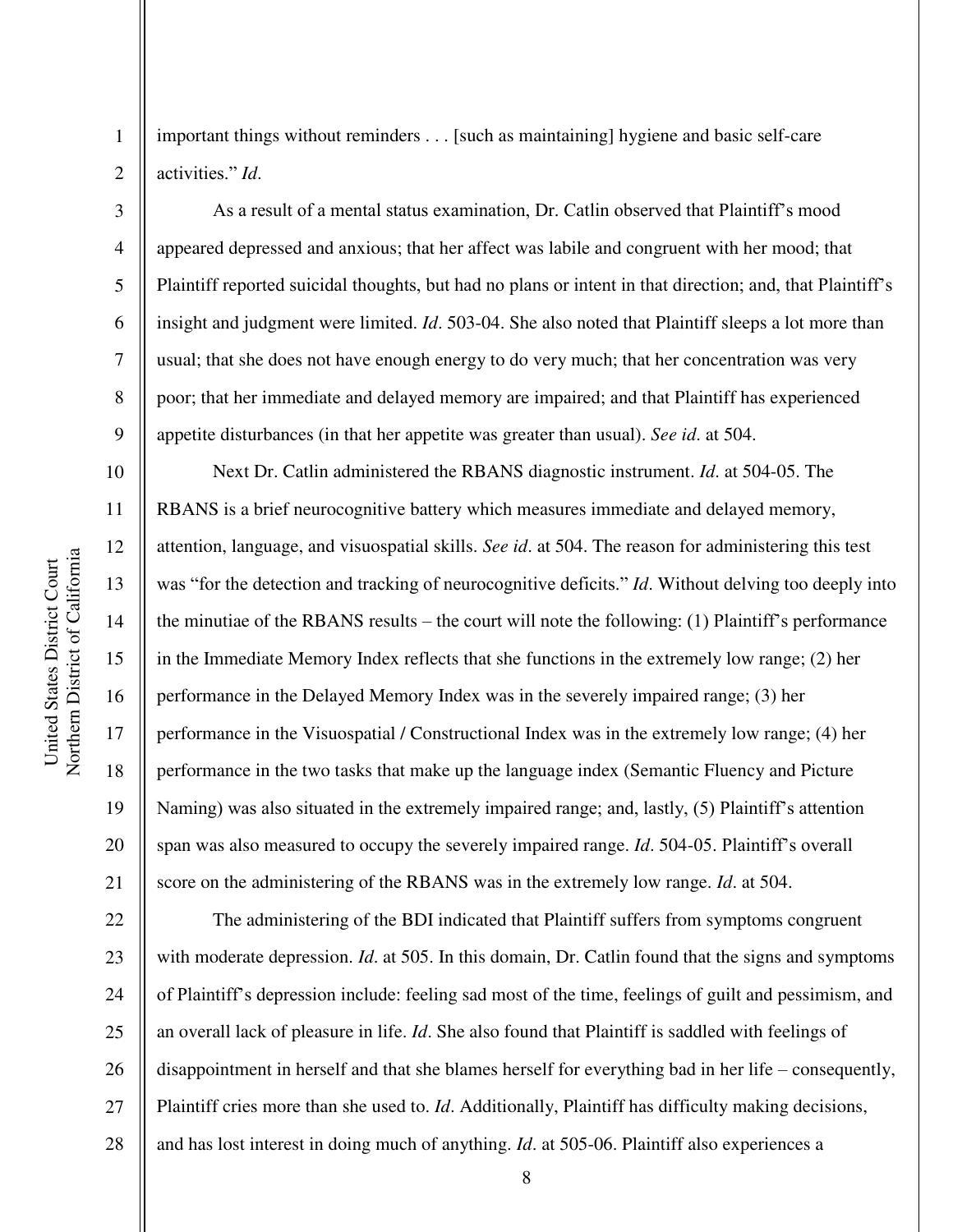important things without reminders . . . [such as maintaining] hygiene and basic self-care activities." *Id*.

As a result of a mental status examination, Dr. Catlin observed that Plaintiff's mood appeared depressed and anxious; that her affect was labile and congruent with her mood; that Plaintiff reported suicidal thoughts, but had no plans or intent in that direction; and, that Plaintiff's insight and judgment were limited. *Id*. 503-04. She also noted that Plaintiff sleeps a lot more than usual; that she does not have enough energy to do very much; that her concentration was very poor; that her immediate and delayed memory are impaired; and that Plaintiff has experienced appetite disturbances (in that her appetite was greater than usual). *See id*. at 504.

Next Dr. Catlin administered the RBANS diagnostic instrument. *Id*. at 504-05. The RBANS is a brief neurocognitive battery which measures immediate and delayed memory, attention, language, and visuospatial skills. *See id*. at 504. The reason for administering this test was "for the detection and tracking of neurocognitive deficits." *Id*. Without delving too deeply into the minutiae of the RBANS results – the court will note the following: (1) Plaintiff's performance in the Immediate Memory Index reflects that she functions in the extremely low range; (2) her performance in the Delayed Memory Index was in the severely impaired range; (3) her performance in the Visuospatial / Constructional Index was in the extremely low range; (4) her performance in the two tasks that make up the language index (Semantic Fluency and Picture Naming) was also situated in the extremely impaired range; and, lastly, (5) Plaintiff's attention span was also measured to occupy the severely impaired range. *Id*. 504-05. Plaintiff's overall score on the administering of the RBANS was in the extremely low range. *Id*. at 504.

The administering of the BDI indicated that Plaintiff suffers from symptoms congruent with moderate depression. *Id*. at 505. In this domain, Dr. Catlin found that the signs and symptoms of Plaintiff's depression include: feeling sad most of the time, feelings of guilt and pessimism, and an overall lack of pleasure in life. *Id*. She also found that Plaintiff is saddled with feelings of disappointment in herself and that she blames herself for everything bad in her life – consequently, Plaintiff cries more than she used to. *Id*. Additionally, Plaintiff has difficulty making decisions, and has lost interest in doing much of anything. *Id*. at 505-06. Plaintiff also experiences a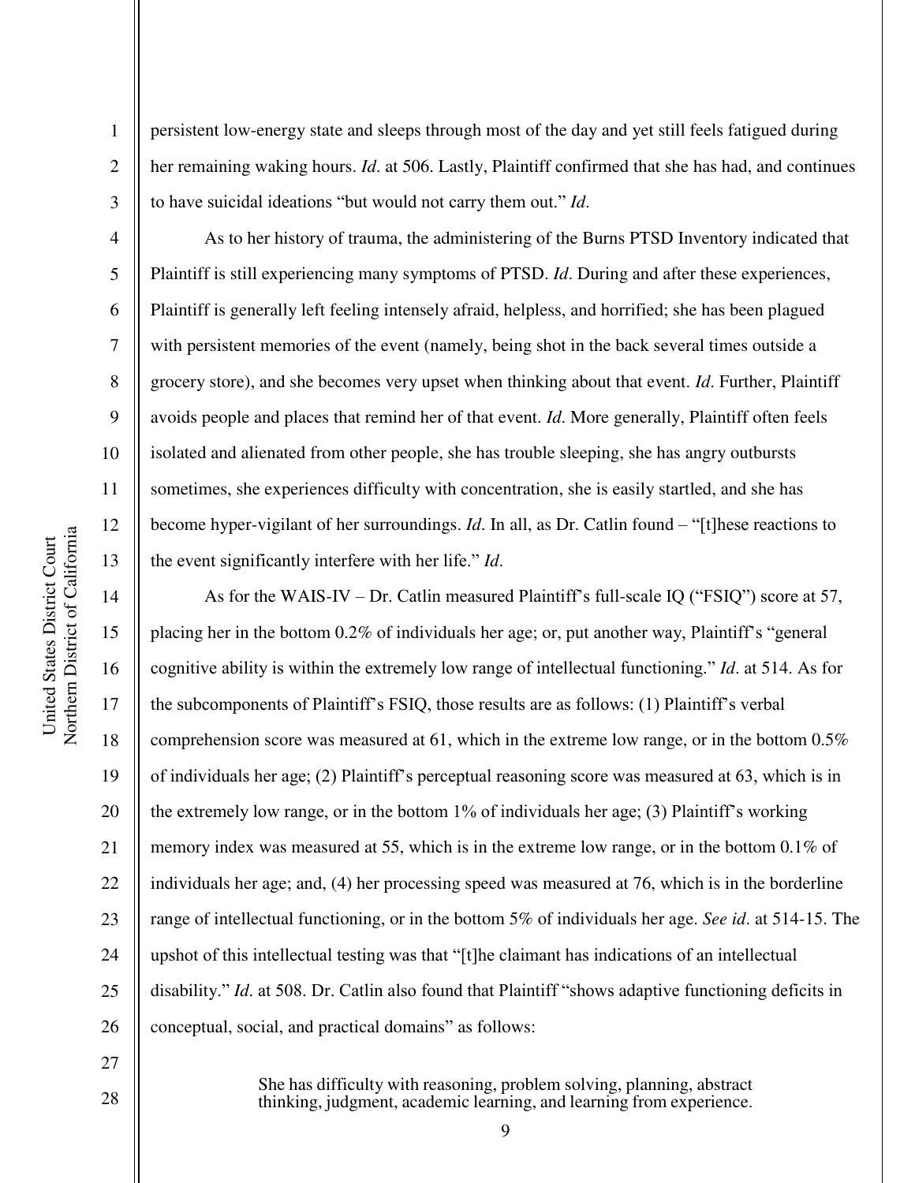persistent low-energy state and sleeps through most of the day and yet still feels fatigued during her remaining waking hours. *Id*. at 506. Lastly, Plaintiff confirmed that she has had, and continues to have suicidal ideations "but would not carry them out." *Id*.

As to her history of trauma, the administering of the Burns PTSD Inventory indicated that Plaintiff is still experiencing many symptoms of PTSD. *Id*. During and after these experiences, Plaintiff is generally left feeling intensely afraid, helpless, and horrified; she has been plagued with persistent memories of the event (namely, being shot in the back several times outside a grocery store), and she becomes very upset when thinking about that event. *Id*. Further, Plaintiff avoids people and places that remind her of that event. *Id*. More generally, Plaintiff often feels isolated and alienated from other people, she has trouble sleeping, she has angry outbursts sometimes, she experiences difficulty with concentration, she is easily startled, and she has become hyper-vigilant of her surroundings. *Id*. In all, as Dr. Catlin found – "[t]hese reactions to the event significantly interfere with her life." *Id*.

As for the WAIS-IV – Dr. Catlin measured Plaintiff's full-scale IQ ("FSIQ") score at 57, placing her in the bottom 0.2% of individuals her age; or, put another way, Plaintiff's "general cognitive ability is within the extremely low range of intellectual functioning." *Id*. at 514. As for the subcomponents of Plaintiff's FSIQ, those results are as follows: (1) Plaintiff's verbal comprehension score was measured at 61, which in the extreme low range, or in the bottom 0.5% of individuals her age; (2) Plaintiff's perceptual reasoning score was measured at 63, which is in the extremely low range, or in the bottom 1% of individuals her age; (3) Plaintiff's working memory index was measured at 55, which is in the extreme low range, or in the bottom 0.1% of individuals her age; and, (4) her processing speed was measured at 76, which is in the borderline range of intellectual functioning, or in the bottom 5% of individuals her age. *See id*. at 514-15. The upshot of this intellectual testing was that "[t]he claimant has indications of an intellectual disability." *Id*. at 508. Dr. Catlin also found that Plaintiff "shows adaptive functioning deficits in conceptual, social, and practical domains" as follows:

> She has difficulty with reasoning, problem solving, planning, abstract thinking, judgment, academic learning, and learning from experience.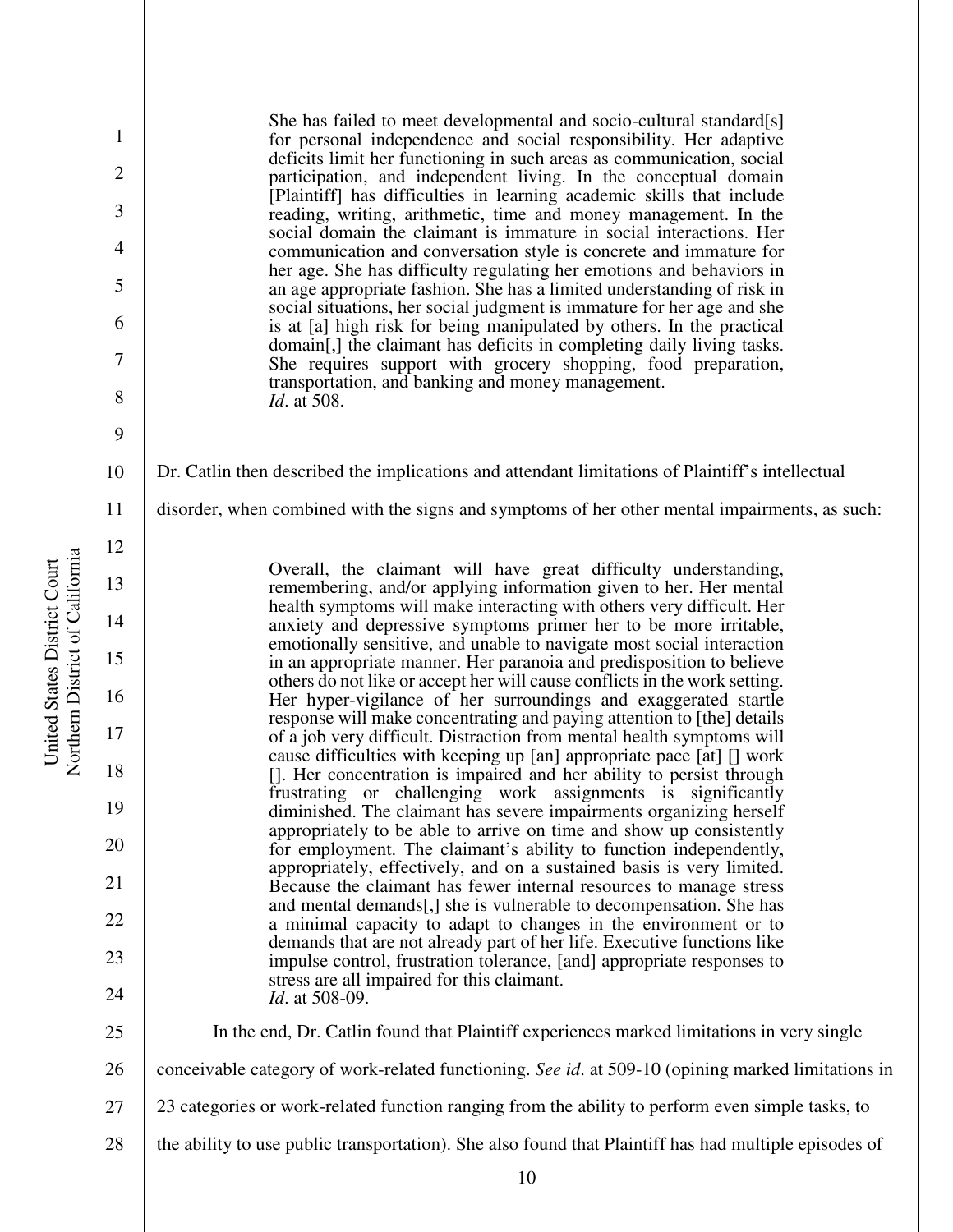> She has failed to meet developmental and socio-cultural standard[s] for personal independence and social responsibility. Her adaptive deficits limit her functioning in such areas as communication, social participation, and independent living. In the conceptual domain [Plaintiff] has difficulties in learning academic skills that include reading, writing, arithmetic, time and money management. In the social domain the claimant is immature in social interactions. Her communication and conversation style is concrete and immature for her age. She has difficulty regulating her emotions and behaviors in an age appropriate fashion. She has a limited understanding of risk in social situations, her social judgment is immature for her age and she is at [a] high risk for being manipulated by others. In the practical domain[,] the claimant has deficits in completing daily living tasks. She requires support with grocery shopping, food preparation, transportation, and banking and money management.
> *Id*. at 508.

Dr. Catlin then described the implications and attendant limitations of Plaintiff's intellectual disorder, when combined with the signs and symptoms of her other mental impairments, as such:

> Overall, the claimant will have great difficulty understanding, remembering, and/or applying information given to her. Her mental health symptoms will make interacting with others very difficult. Her anxiety and depressive symptoms primer her to be more irritable, emotionally sensitive, and unable to navigate most social interaction in an appropriate manner. Her paranoia and predisposition to believe others do not like or accept her will cause conflicts in the work setting. Her hyper-vigilance of her surroundings and exaggerated startle response will make concentrating and paying attention to [the] details of a job very difficult. Distraction from mental health symptoms will cause difficulties with keeping up [an] appropriate pace [at] [] work []. Her concentration is impaired and her ability to persist through frustrating or challenging work assignments is significantly diminished. The claimant has severe impairments organizing herself appropriately to be able to arrive on time and show up consistently for employment. The claimant's ability to function independently, appropriately, effectively, and on a sustained basis is very limited. Because the claimant has fewer internal resources to manage stress and mental demands[,] she is vulnerable to decompensation. She has a minimal capacity to adapt to changes in the environment or to demands that are not already part of her life. Executive functions like impulse control, frustration tolerance, [and] appropriate responses to stress are all impaired for this claimant.
> *Id*. at 508-09.

In the end, Dr. Catlin found that Plaintiff experiences marked limitations in very single conceivable category of work-related functioning. *See id*. at 509-10 (opining marked limitations in 23 categories or work-related function ranging from the ability to perform even simple tasks, to the ability to use public transportation). She also found that Plaintiff has had multiple episodes of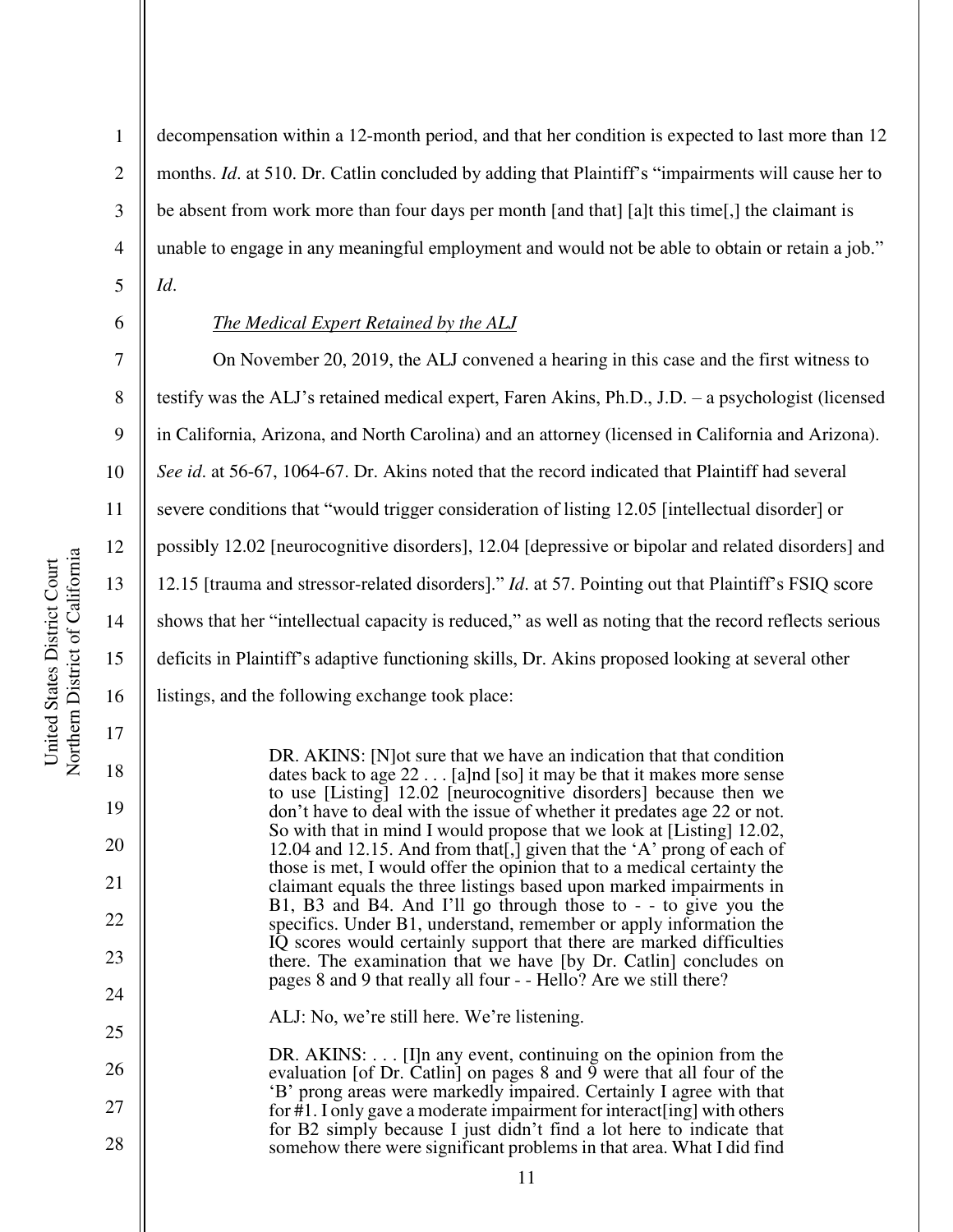decompensation within a 12-month period, and that her condition is expected to last more than 12 months. *Id*. at 510. Dr. Catlin concluded by adding that Plaintiff's "impairments will cause her to be absent from work more than four days per month [and that] [a]t this time[,] the claimant is unable to engage in any meaningful employment and would not be able to obtain or retain a job." *Id*.

*The Medical Expert Retained by the ALJ*

On November 20, 2019, the ALJ convened a hearing in this case and the first witness to testify was the ALJ's retained medical expert, Faren Akins, Ph.D., J.D. – a psychologist (licensed in California, Arizona, and North Carolina) and an attorney (licensed in California and Arizona). *See id*. at 56-67, 1064-67. Dr. Akins noted that the record indicated that Plaintiff had several severe conditions that "would trigger consideration of listing 12.05 [intellectual disorder] or possibly 12.02 [neurocognitive disorders], 12.04 [depressive or bipolar and related disorders] and 12.15 [trauma and stressor-related disorders]." *Id*. at 57. Pointing out that Plaintiff's FSIQ score shows that her "intellectual capacity is reduced," as well as noting that the record reflects serious deficits in Plaintiff's adaptive functioning skills, Dr. Akins proposed looking at several other listings, and the following exchange took place:

> DR. AKINS: [N]ot sure that we have an indication that that condition dates back to age 22 . . . [a]nd [so] it may be that it makes more sense to use [Listing] 12.02 [neurocognitive disorders] because then we don't have to deal with the issue of whether it predates age 22 or not. So with that in mind I would propose that we look at [Listing] 12.02, 12.04 and 12.15. And from that[,] given that the 'A' prong of each of those is met, I would offer the opinion that to a medical certainty the claimant equals the three listings based upon marked impairments in B1, B3 and B4. And I'll go through those to - - to give you the specifics. Under B1, understand, remember or apply information the IQ scores would certainly support that there are marked difficulties there. The examination that we have [by Dr. Catlin] concludes on pages 8 and 9 that really all four - - Hello? Are we still there?
>
> ALJ: No, we're still here. We're listening.
>
> DR. AKINS: . . . [I]n any event, continuing on the opinion from the evaluation [of Dr. Catlin] on pages 8 and 9 were that all four of the 'B' prong areas were markedly impaired. Certainly I agree with that for #1. I only gave a moderate impairment for interact[ing] with others for B2 simply because I just didn't find a lot here to indicate that somehow there were significant problems in that area. What I did find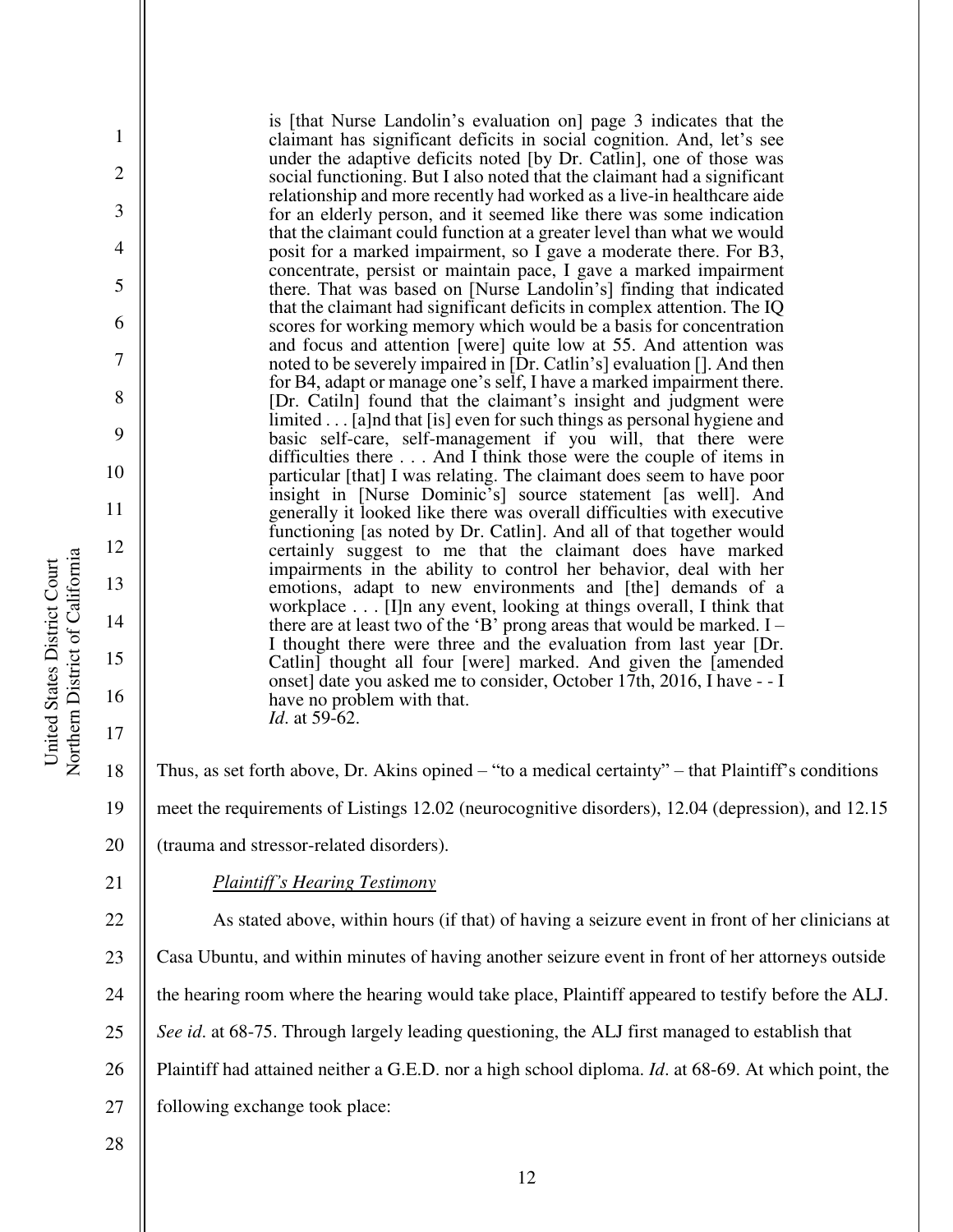> is [that Nurse Landolin's evaluation on] page 3 indicates that the claimant has significant deficits in social cognition. And, let's see under the adaptive deficits noted [by Dr. Catlin], one of those was social functioning. But I also noted that the claimant had a significant relationship and more recently had worked as a live-in healthcare aide for an elderly person, and it seemed like there was some indication that the claimant could function at a greater level than what we would posit for a marked impairment, so I gave a moderate there. For B3, concentrate, persist or maintain pace, I gave a marked impairment there. That was based on [Nurse Landolin's] finding that indicated that the claimant had significant deficits in complex attention. The IQ scores for working memory which would be a basis for concentration and focus and attention [were] quite low at 55. And attention was noted to be severely impaired in [Dr. Catlin's] evaluation []. And then for B4, adapt or manage one's self, I have a marked impairment there. [Dr. Catiln] found that the claimant's insight and judgment were limited . . . [a]nd that [is] even for such things as personal hygiene and basic self-care, self-management if you will, that there were difficulties there . . . And I think those were the couple of items in particular [that] I was relating. The claimant does seem to have poor insight in [Nurse Dominic's] source statement [as well]. And generally it looked like there was overall difficulties with executive functioning [as noted by Dr. Catlin]. And all of that together would certainly suggest to me that the claimant does have marked impairments in the ability to control her behavior, deal with her emotions, adapt to new environments and [the] demands of a workplace . . . [I]n any event, looking at things overall, I think that there are at least two of the 'B' prong areas that would be marked. I – I thought there were three and the evaluation from last year [Dr. Catlin] thought all four [were] marked. And given the [amended onset] date you asked me to consider, October 17th, 2016, I have - - I have no problem with that.
> *Id*. at 59-62.

Thus, as set forth above, Dr. Akins opined – "to a medical certainty" – that Plaintiff's conditions meet the requirements of Listings 12.02 (neurocognitive disorders), 12.04 (depression), and 12.15 (trauma and stressor-related disorders).

*Plaintiff's Hearing Testimony*

As stated above, within hours (if that) of having a seizure event in front of her clinicians at Casa Ubuntu, and within minutes of having another seizure event in front of her attorneys outside the hearing room where the hearing would take place, Plaintiff appeared to testify before the ALJ. *See id*. at 68-75. Through largely leading questioning, the ALJ first managed to establish that Plaintiff had attained neither a G.E.D. nor a high school diploma. *Id*. at 68-69. At which point, the following exchange took place: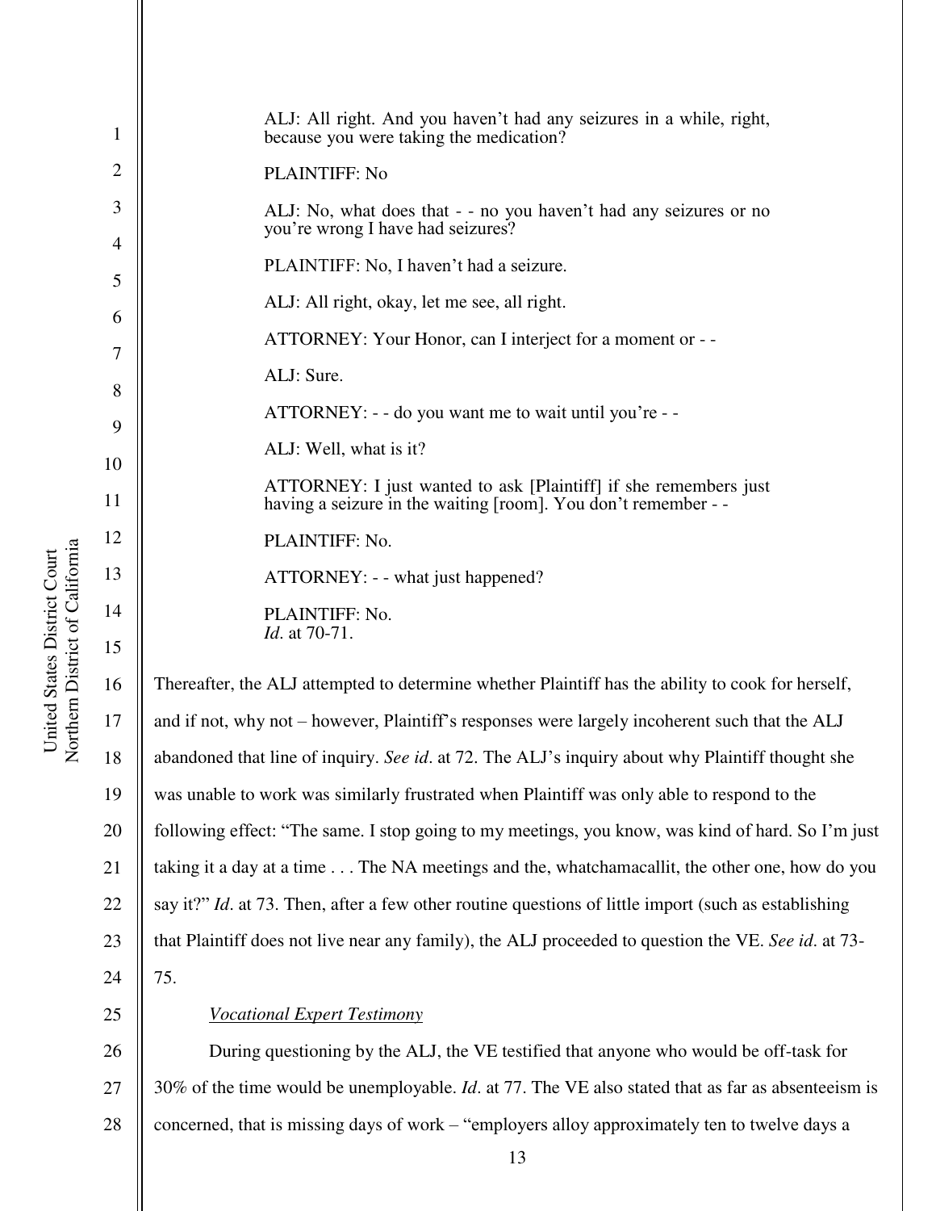ALJ: All right. And you haven't had any seizures in a while, right, because you were taking the medication?

PLAINTIFF: No

ALJ: No, what does that - - no you haven't had any seizures or no you're wrong I have had seizures?

PLAINTIFF: No, I haven't had a seizure.

ALJ: All right, okay, let me see, all right.

ATTORNEY: Your Honor, can I interject for a moment or - -

ALJ: Sure.

ATTORNEY: - - do you want me to wait until you're - -

ALJ: Well, what is it?

ATTORNEY: I just wanted to ask [Plaintiff] if she remembers just having a seizure in the waiting [room]. You don't remember - -

PLAINTIFF: No.

ATTORNEY: - - what just happened?

PLAINTIFF: No.
*Id*. at 70-71.

Thereafter, the ALJ attempted to determine whether Plaintiff has the ability to cook for herself, and if not, why not – however, Plaintiff's responses were largely incoherent such that the ALJ abandoned that line of inquiry. *See id*. at 72. The ALJ's inquiry about why Plaintiff thought she was unable to work was similarly frustrated when Plaintiff was only able to respond to the following effect: "The same. I stop going to my meetings, you know, was kind of hard. So I'm just taking it a day at a time . . . The NA meetings and the, whatchamacallit, the other one, how do you say it?" *Id*. at 73. Then, after a few other routine questions of little import (such as establishing that Plaintiff does not live near any family), the ALJ proceeded to question the VE. *See id*. at 73-75.

*Vocational Expert Testimony*

During questioning by the ALJ, the VE testified that anyone who would be off-task for 30% of the time would be unemployable. *Id*. at 77. The VE also stated that as far as absenteeism is concerned, that is missing days of work – "employers alloy approximately ten to twelve days a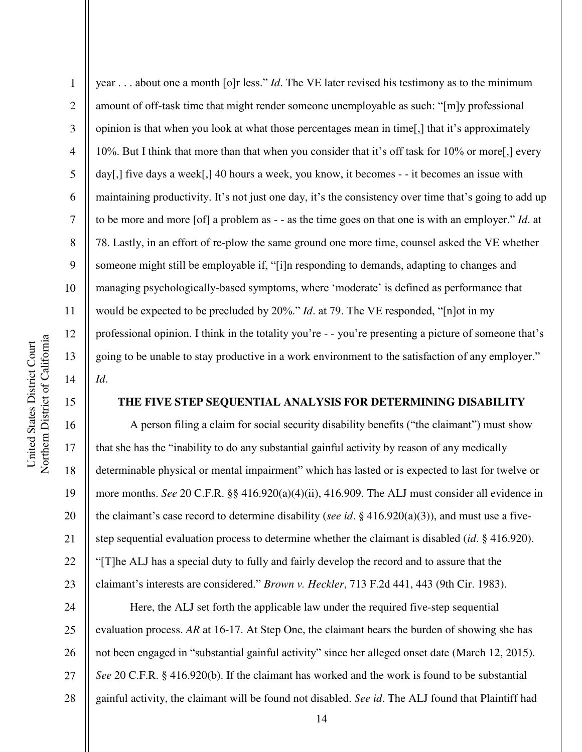year . . . about one a month [o]r less." *Id*. The VE later revised his testimony as to the minimum amount of off-task time that might render someone unemployable as such: "[m]y professional opinion is that when you look at what those percentages mean in time[,] that it's approximately 10%. But I think that more than that when you consider that it's off task for 10% or more[,] every day[,] five days a week[,] 40 hours a week, you know, it becomes - - it becomes an issue with maintaining productivity. It's not just one day, it's the consistency over time that's going to add up to be more and more [of] a problem as - - as the time goes on that one is with an employer." *Id*. at 78. Lastly, in an effort of re-plow the same ground one more time, counsel asked the VE whether someone might still be employable if, "[i]n responding to demands, adapting to changes and managing psychologically-based symptoms, where 'moderate' is defined as performance that would be expected to be precluded by 20%." *Id*. at 79. The VE responded, "[n]ot in my professional opinion. I think in the totality you're - - you're presenting a picture of someone that's going to be unable to stay productive in a work environment to the satisfaction of any employer." *Id*.

## THE FIVE STEP SEQUENTIAL ANALYSIS FOR DETERMINING DISABILITY

A person filing a claim for social security disability benefits ("the claimant") must show that she has the "inability to do any substantial gainful activity by reason of any medically determinable physical or mental impairment" which has lasted or is expected to last for twelve or more months. *See* 20 C.F.R. §§ 416.920(a)(4)(ii), 416.909. The ALJ must consider all evidence in the claimant's case record to determine disability (*see id*. § 416.920(a)(3)), and must use a five-step sequential evaluation process to determine whether the claimant is disabled (*id*. § 416.920). "[T]he ALJ has a special duty to fully and fairly develop the record and to assure that the claimant's interests are considered." *Brown v. Heckler*, 713 F.2d 441, 443 (9th Cir. 1983).

Here, the ALJ set forth the applicable law under the required five-step sequential evaluation process. *AR* at 16-17. At Step One, the claimant bears the burden of showing she has not been engaged in "substantial gainful activity" since her alleged onset date (March 12, 2015). *See* 20 C.F.R. § 416.920(b). If the claimant has worked and the work is found to be substantial gainful activity, the claimant will be found not disabled. *See id*. The ALJ found that Plaintiff had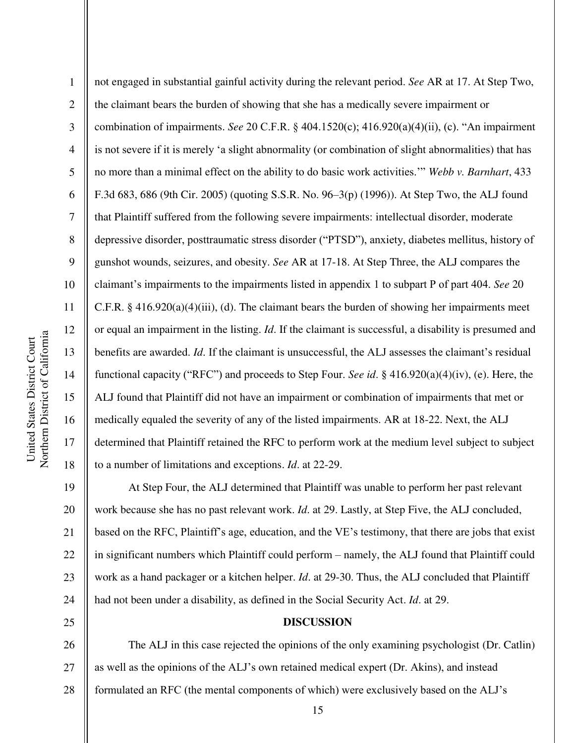not engaged in substantial gainful activity during the relevant period. *See* AR at 17. At Step Two, the claimant bears the burden of showing that she has a medically severe impairment or combination of impairments. *See* 20 C.F.R. § 404.1520(c); 416.920(a)(4)(ii), (c). "An impairment is not severe if it is merely 'a slight abnormality (or combination of slight abnormalities) that has no more than a minimal effect on the ability to do basic work activities.'" *Webb v. Barnhart*, 433 F.3d 683, 686 (9th Cir. 2005) (quoting S.S.R. No. 96–3(p) (1996)). At Step Two, the ALJ found that Plaintiff suffered from the following severe impairments: intellectual disorder, moderate depressive disorder, posttraumatic stress disorder ("PTSD"), anxiety, diabetes mellitus, history of gunshot wounds, seizures, and obesity. *See* AR at 17-18. At Step Three, the ALJ compares the claimant's impairments to the impairments listed in appendix 1 to subpart P of part 404. *See* 20 C.F.R. § 416.920(a)(4)(iii), (d). The claimant bears the burden of showing her impairments meet or equal an impairment in the listing. *Id*. If the claimant is successful, a disability is presumed and benefits are awarded. *Id*. If the claimant is unsuccessful, the ALJ assesses the claimant's residual functional capacity ("RFC") and proceeds to Step Four. *See id*. § 416.920(a)(4)(iv), (e). Here, the ALJ found that Plaintiff did not have an impairment or combination of impairments that met or medically equaled the severity of any of the listed impairments. AR at 18-22. Next, the ALJ determined that Plaintiff retained the RFC to perform work at the medium level subject to subject to a number of limitations and exceptions. *Id*. at 22-29.

At Step Four, the ALJ determined that Plaintiff was unable to perform her past relevant work because she has no past relevant work. *Id*. at 29. Lastly, at Step Five, the ALJ concluded, based on the RFC, Plaintiff's age, education, and the VE's testimony, that there are jobs that exist in significant numbers which Plaintiff could perform – namely, the ALJ found that Plaintiff could work as a hand packager or a kitchen helper. *Id*. at 29-30. Thus, the ALJ concluded that Plaintiff had not been under a disability, as defined in the Social Security Act. *Id*. at 29.

**DISCUSSION**

The ALJ in this case rejected the opinions of the only examining psychologist (Dr. Catlin) as well as the opinions of the ALJ's own retained medical expert (Dr. Akins), and instead formulated an RFC (the mental components of which) were exclusively based on the ALJ's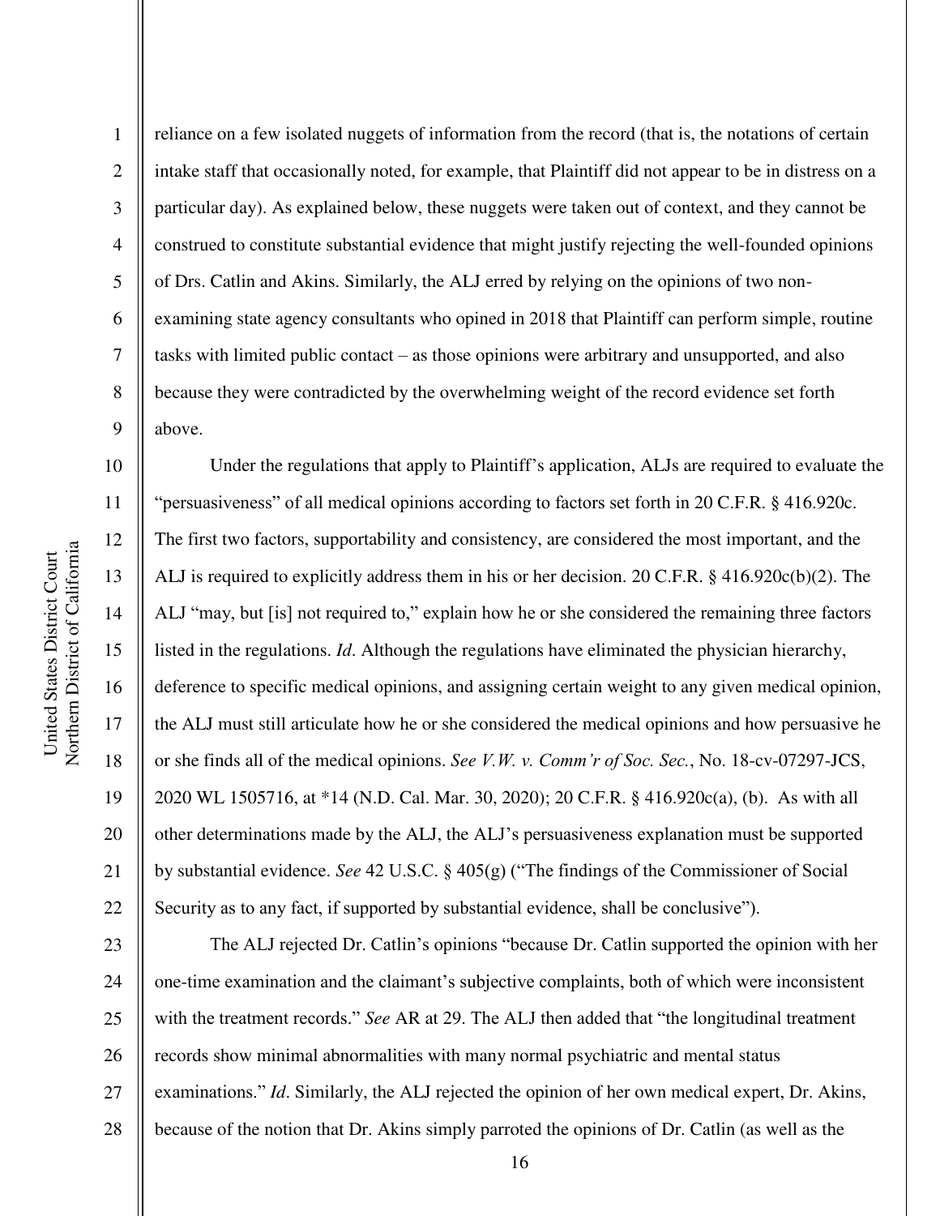reliance on a few isolated nuggets of information from the record (that is, the notations of certain intake staff that occasionally noted, for example, that Plaintiff did not appear to be in distress on a particular day). As explained below, these nuggets were taken out of context, and they cannot be construed to constitute substantial evidence that might justify rejecting the well-founded opinions of Drs. Catlin and Akins. Similarly, the ALJ erred by relying on the opinions of two non-examining state agency consultants who opined in 2018 that Plaintiff can perform simple, routine tasks with limited public contact – as those opinions were arbitrary and unsupported, and also because they were contradicted by the overwhelming weight of the record evidence set forth above.

Under the regulations that apply to Plaintiff's application, ALJs are required to evaluate the "persuasiveness" of all medical opinions according to factors set forth in 20 C.F.R. § 416.920c. The first two factors, supportability and consistency, are considered the most important, and the ALJ is required to explicitly address them in his or her decision. 20 C.F.R. § 416.920c(b)(2). The ALJ "may, but [is] not required to," explain how he or she considered the remaining three factors listed in the regulations. *Id*. Although the regulations have eliminated the physician hierarchy, deference to specific medical opinions, and assigning certain weight to any given medical opinion, the ALJ must still articulate how he or she considered the medical opinions and how persuasive he or she finds all of the medical opinions. *See V.W. v. Comm'r of Soc. Sec.*, No. 18-cv-07297-JCS, 2020 WL 1505716, at *14 (N.D. Cal. Mar. 30, 2020); 20 C.F.R. § 416.920c(a), (b). As with all other determinations made by the ALJ, the ALJ's persuasiveness explanation must be supported by substantial evidence. *See* 42 U.S.C. § 405(g) ("The findings of the Commissioner of Social Security as to any fact, if supported by substantial evidence, shall be conclusive").

The ALJ rejected Dr. Catlin's opinions "because Dr. Catlin supported the opinion with her one-time examination and the claimant's subjective complaints, both of which were inconsistent with the treatment records." *See* AR at 29. The ALJ then added that "the longitudinal treatment records show minimal abnormalities with many normal psychiatric and mental status examinations." *Id*. Similarly, the ALJ rejected the opinion of her own medical expert, Dr. Akins, because of the notion that Dr. Akins simply parroted the opinions of Dr. Catlin (as well as the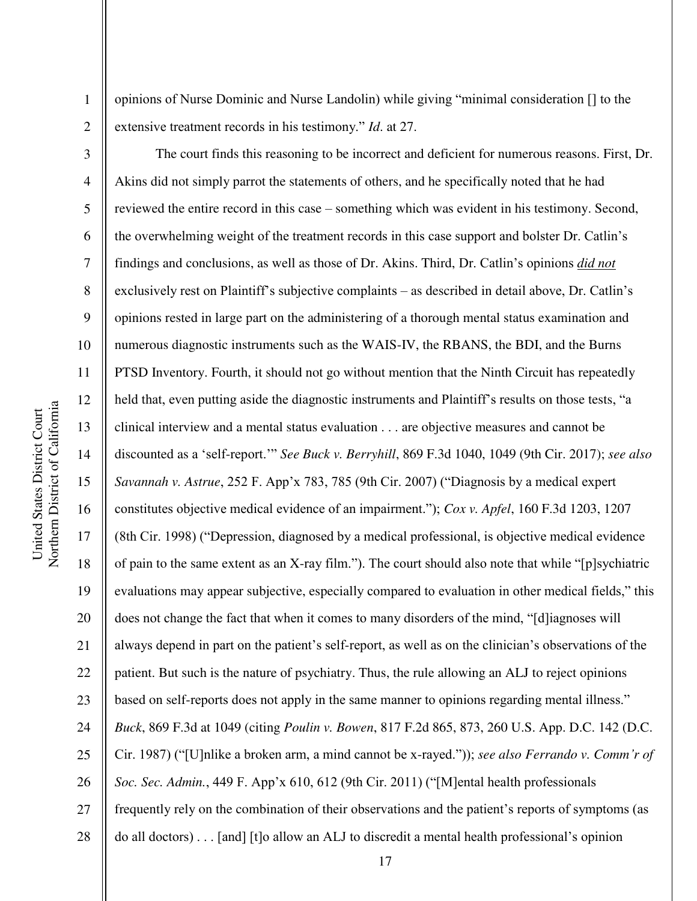opinions of Nurse Dominic and Nurse Landolin) while giving "minimal consideration [] to the extensive treatment records in his testimony." *Id*. at 27.

The court finds this reasoning to be incorrect and deficient for numerous reasons. First, Dr. Akins did not simply parrot the statements of others, and he specifically noted that he had reviewed the entire record in this case – something which was evident in his testimony. Second, the overwhelming weight of the treatment records in this case support and bolster Dr. Catlin's findings and conclusions, as well as those of Dr. Akins. Third, Dr. Catlin's opinions ***did not*** exclusively rest on Plaintiff's subjective complaints – as described in detail above, Dr. Catlin's opinions rested in large part on the administering of a thorough mental status examination and numerous diagnostic instruments such as the WAIS-IV, the RBANS, the BDI, and the Burns PTSD Inventory. Fourth, it should not go without mention that the Ninth Circuit has repeatedly held that, even putting aside the diagnostic instruments and Plaintiff's results on those tests, "a clinical interview and a mental status evaluation . . . are objective measures and cannot be discounted as a 'self-report.'" *See Buck v. Berryhill*, 869 F.3d 1040, 1049 (9th Cir. 2017); *see also Savannah v. Astrue*, 252 F. App'x 783, 785 (9th Cir. 2007) ("Diagnosis by a medical expert constitutes objective medical evidence of an impairment."); *Cox v. Apfel*, 160 F.3d 1203, 1207 (8th Cir. 1998) ("Depression, diagnosed by a medical professional, is objective medical evidence of pain to the same extent as an X-ray film."). The court should also note that while "[p]sychiatric evaluations may appear subjective, especially compared to evaluation in other medical fields," this does not change the fact that when it comes to many disorders of the mind, "[d]iagnoses will always depend in part on the patient's self-report, as well as on the clinician's observations of the patient. But such is the nature of psychiatry. Thus, the rule allowing an ALJ to reject opinions based on self-reports does not apply in the same manner to opinions regarding mental illness." *Buck*, 869 F.3d at 1049 (citing *Poulin v. Bowen*, 817 F.2d 865, 873, 260 U.S. App. D.C. 142 (D.C. Cir. 1987) ("[U]nlike a broken arm, a mind cannot be x-rayed.")); *see also Ferrando v. Comm'r of Soc. Sec. Admin.*, 449 F. App'x 610, 612 (9th Cir. 2011) ("[M]ental health professionals frequently rely on the combination of their observations and the patient's reports of symptoms (as do all doctors) . . . [and] [t]o allow an ALJ to discredit a mental health professional's opinion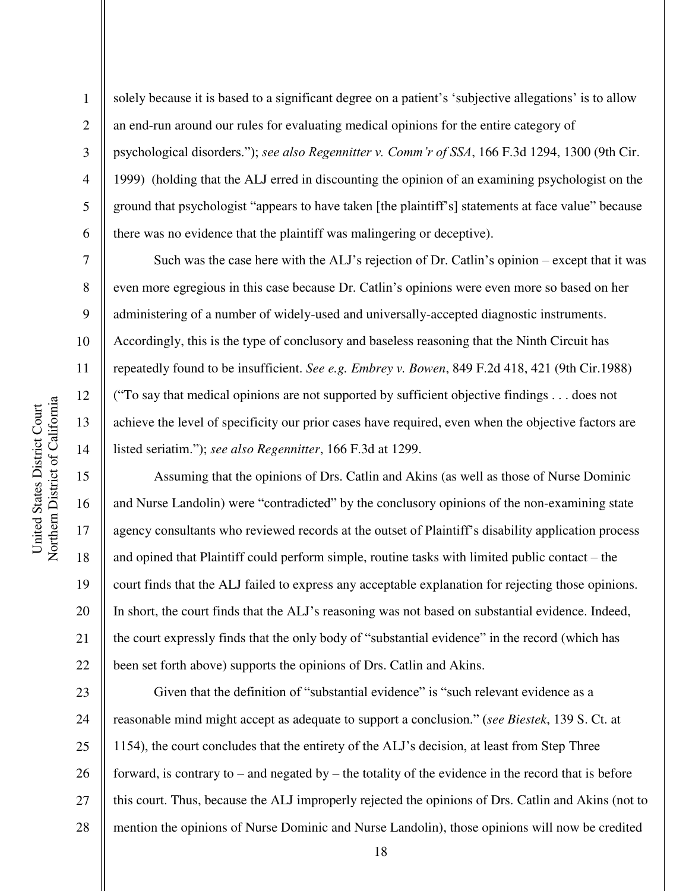solely because it is based to a significant degree on a patient's 'subjective allegations' is to allow an end-run around our rules for evaluating medical opinions for the entire category of psychological disorders."); *see also Regennitter v. Comm'r of SSA*, 166 F.3d 1294, 1300 (9th Cir. 1999) (holding that the ALJ erred in discounting the opinion of an examining psychologist on the ground that psychologist "appears to have taken [the plaintiff's] statements at face value" because there was no evidence that the plaintiff was malingering or deceptive).

Such was the case here with the ALJ's rejection of Dr. Catlin's opinion – except that it was even more egregious in this case because Dr. Catlin's opinions were even more so based on her administering of a number of widely-used and universally-accepted diagnostic instruments. Accordingly, this is the type of conclusory and baseless reasoning that the Ninth Circuit has repeatedly found to be insufficient. *See e.g. Embrey v. Bowen*, 849 F.2d 418, 421 (9th Cir.1988) ("To say that medical opinions are not supported by sufficient objective findings . . . does not achieve the level of specificity our prior cases have required, even when the objective factors are listed seriatim."); *see also Regennitter*, 166 F.3d at 1299.

Assuming that the opinions of Drs. Catlin and Akins (as well as those of Nurse Dominic and Nurse Landolin) were "contradicted" by the conclusory opinions of the non-examining state agency consultants who reviewed records at the outset of Plaintiff's disability application process and opined that Plaintiff could perform simple, routine tasks with limited public contact – the court finds that the ALJ failed to express any acceptable explanation for rejecting those opinions. In short, the court finds that the ALJ's reasoning was not based on substantial evidence. Indeed, the court expressly finds that the only body of "substantial evidence" in the record (which has been set forth above) supports the opinions of Drs. Catlin and Akins.

Given that the definition of "substantial evidence" is "such relevant evidence as a reasonable mind might accept as adequate to support a conclusion." (*see Biestek*, 139 S. Ct. at 1154), the court concludes that the entirety of the ALJ's decision, at least from Step Three forward, is contrary to – and negated by – the totality of the evidence in the record that is before this court. Thus, because the ALJ improperly rejected the opinions of Drs. Catlin and Akins (not to mention the opinions of Nurse Dominic and Nurse Landolin), those opinions will now be credited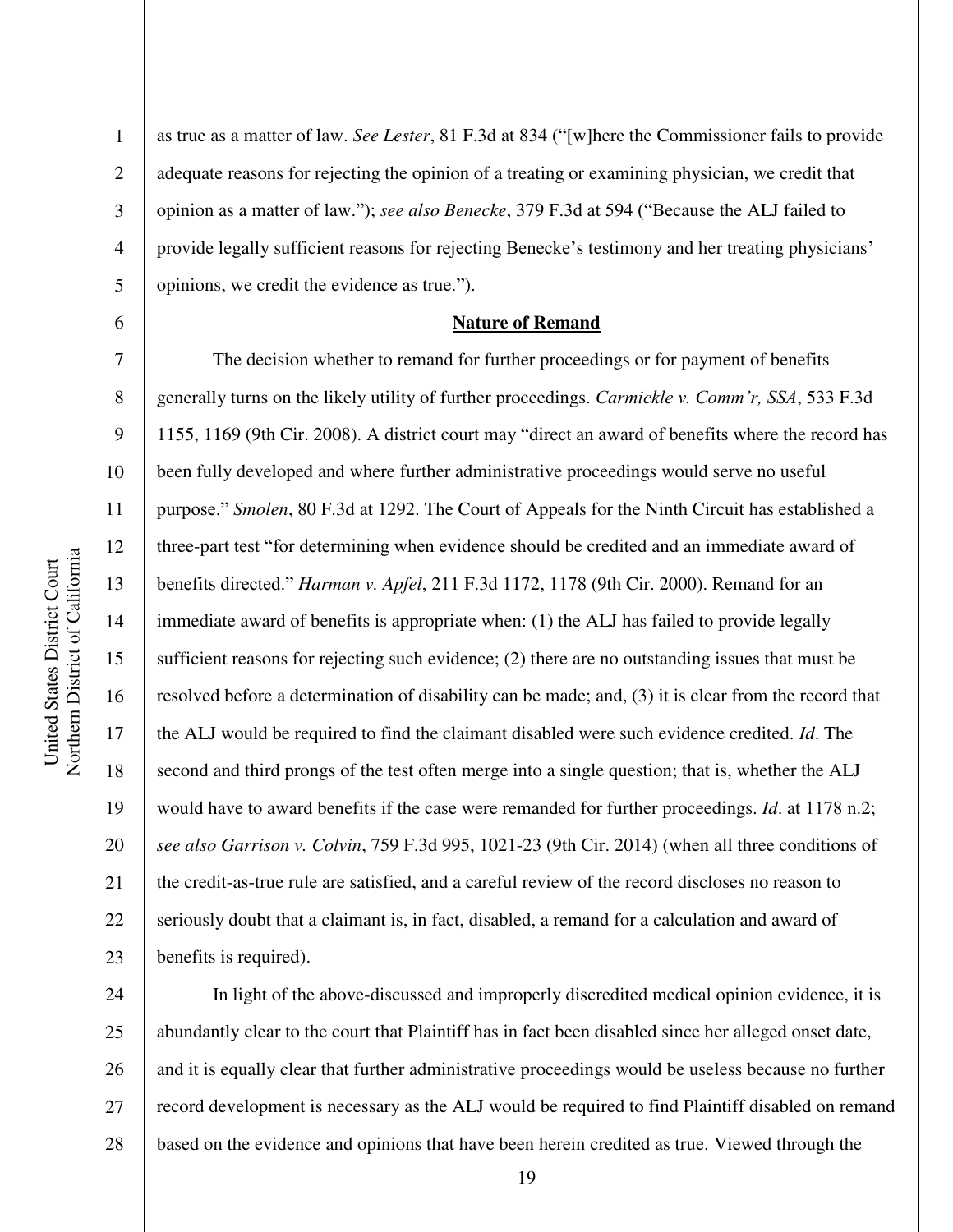as true as a matter of law. *See Lester*, 81 F.3d at 834 ("[w]here the Commissioner fails to provide adequate reasons for rejecting the opinion of a treating or examining physician, we credit that opinion as a matter of law."); *see also Benecke*, 379 F.3d at 594 ("Because the ALJ failed to provide legally sufficient reasons for rejecting Benecke's testimony and her treating physicians' opinions, we credit the evidence as true.").

**Nature of Remand**

The decision whether to remand for further proceedings or for payment of benefits generally turns on the likely utility of further proceedings. *Carmickle v. Comm'r, SSA*, 533 F.3d 1155, 1169 (9th Cir. 2008). A district court may "direct an award of benefits where the record has been fully developed and where further administrative proceedings would serve no useful purpose." *Smolen*, 80 F.3d at 1292. The Court of Appeals for the Ninth Circuit has established a three-part test "for determining when evidence should be credited and an immediate award of benefits directed." *Harman v. Apfel*, 211 F.3d 1172, 1178 (9th Cir. 2000). Remand for an immediate award of benefits is appropriate when: (1) the ALJ has failed to provide legally sufficient reasons for rejecting such evidence; (2) there are no outstanding issues that must be resolved before a determination of disability can be made; and, (3) it is clear from the record that the ALJ would be required to find the claimant disabled were such evidence credited. *Id*. The second and third prongs of the test often merge into a single question; that is, whether the ALJ would have to award benefits if the case were remanded for further proceedings. *Id*. at 1178 n.2; *see also Garrison v. Colvin*, 759 F.3d 995, 1021-23 (9th Cir. 2014) (when all three conditions of the credit-as-true rule are satisfied, and a careful review of the record discloses no reason to seriously doubt that a claimant is, in fact, disabled, a remand for a calculation and award of benefits is required).

In light of the above-discussed and improperly discredited medical opinion evidence, it is abundantly clear to the court that Plaintiff has in fact been disabled since her alleged onset date, and it is equally clear that further administrative proceedings would be useless because no further record development is necessary as the ALJ would be required to find Plaintiff disabled on remand based on the evidence and opinions that have been herein credited as true. Viewed through the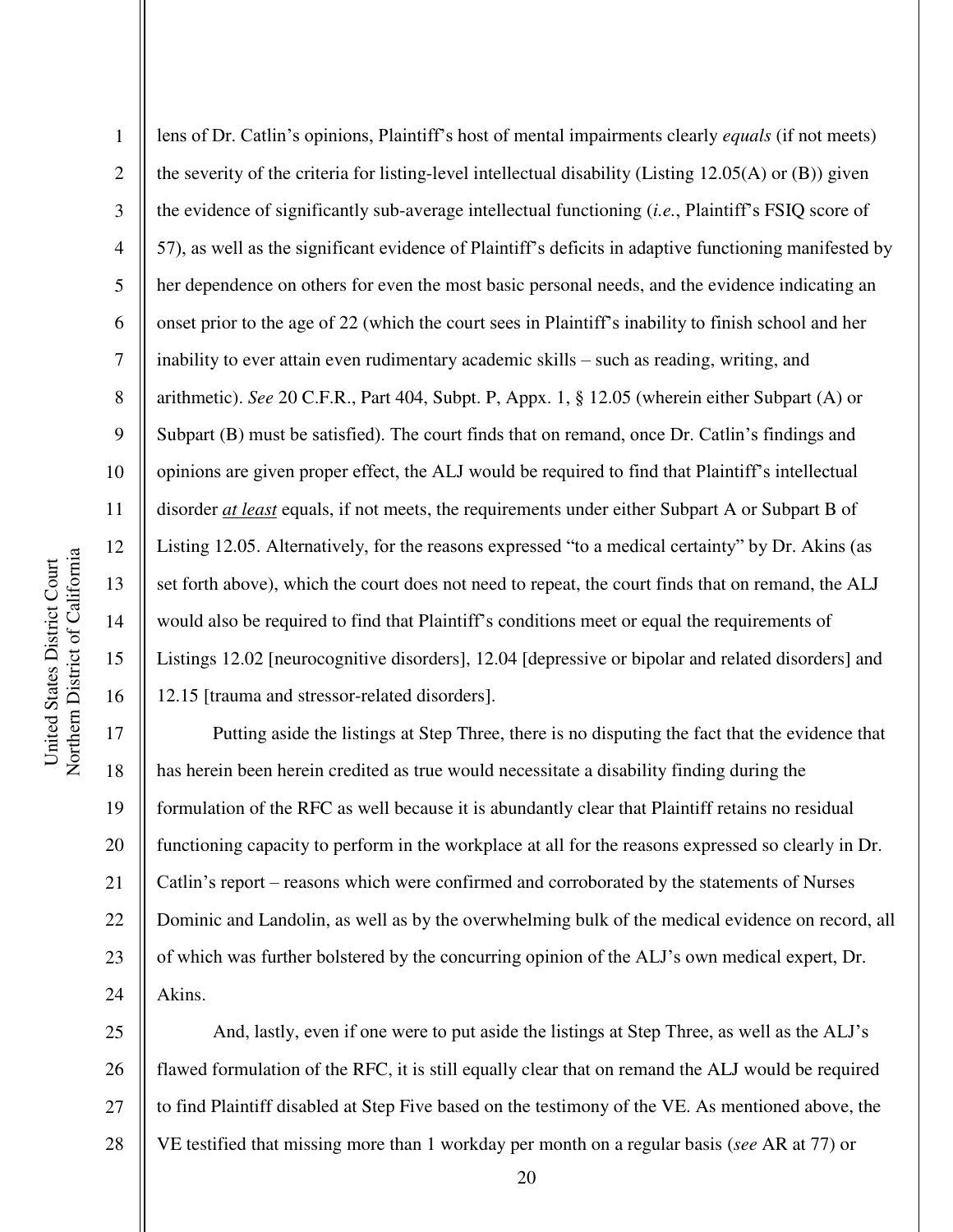lens of Dr. Catlin's opinions, Plaintiff's host of mental impairments clearly *equals* (if not meets) the severity of the criteria for listing-level intellectual disability (Listing 12.05(A) or (B)) given the evidence of significantly sub-average intellectual functioning (*i.e.*, Plaintiff's FSIQ score of 57), as well as the significant evidence of Plaintiff's deficits in adaptive functioning manifested by her dependence on others for even the most basic personal needs, and the evidence indicating an onset prior to the age of 22 (which the court sees in Plaintiff's inability to finish school and her inability to ever attain even rudimentary academic skills – such as reading, writing, and arithmetic). *See* 20 C.F.R., Part 404, Subpt. P, Appx. 1, § 12.05 (wherein either Subpart (A) or Subpart (B) must be satisfied). The court finds that on remand, once Dr. Catlin's findings and opinions are given proper effect, the ALJ would be required to find that Plaintiff's intellectual disorder *at least* equals, if not meets, the requirements under either Subpart A or Subpart B of Listing 12.05. Alternatively, for the reasons expressed "to a medical certainty" by Dr. Akins (as set forth above), which the court does not need to repeat, the court finds that on remand, the ALJ would also be required to find that Plaintiff's conditions meet or equal the requirements of Listings 12.02 [neurocognitive disorders], 12.04 [depressive or bipolar and related disorders] and 12.15 [trauma and stressor-related disorders].

Putting aside the listings at Step Three, there is no disputing the fact that the evidence that has herein been herein credited as true would necessitate a disability finding during the formulation of the RFC as well because it is abundantly clear that Plaintiff retains no residual functioning capacity to perform in the workplace at all for the reasons expressed so clearly in Dr. Catlin's report – reasons which were confirmed and corroborated by the statements of Nurses Dominic and Landolin, as well as by the overwhelming bulk of the medical evidence on record, all of which was further bolstered by the concurring opinion of the ALJ's own medical expert, Dr. Akins.

And, lastly, even if one were to put aside the listings at Step Three, as well as the ALJ's flawed formulation of the RFC, it is still equally clear that on remand the ALJ would be required to find Plaintiff disabled at Step Five based on the testimony of the VE. As mentioned above, the VE testified that missing more than 1 workday per month on a regular basis (*see* AR at 77) or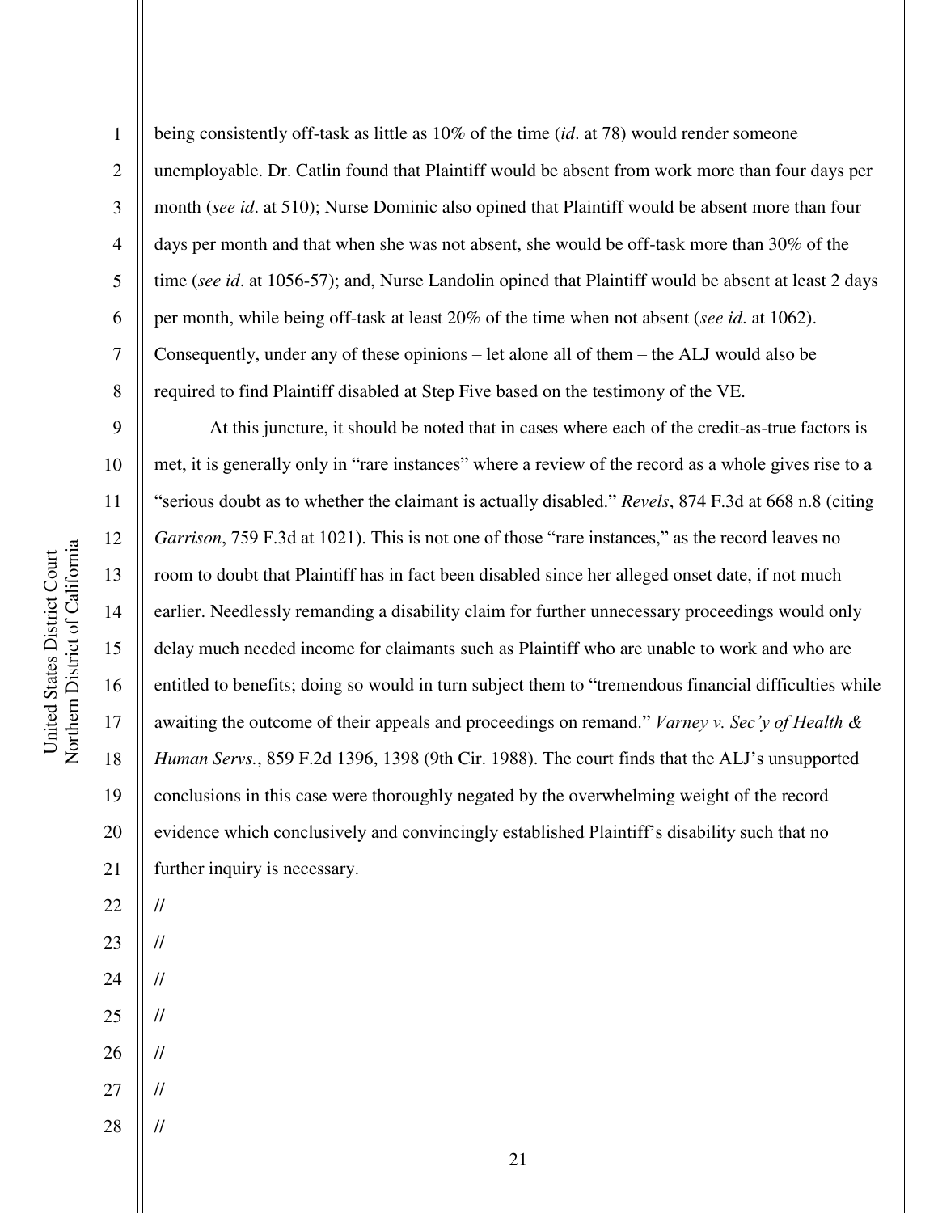being consistently off-task as little as 10% of the time (*id*. at 78) would render someone unemployable. Dr. Catlin found that Plaintiff would be absent from work more than four days per month (*see id*. at 510); Nurse Dominic also opined that Plaintiff would be absent more than four days per month and that when she was not absent, she would be off-task more than 30% of the time (*see id*. at 1056-57); and, Nurse Landolin opined that Plaintiff would be absent at least 2 days per month, while being off-task at least 20% of the time when not absent (*see id*. at 1062). Consequently, under any of these opinions – let alone all of them – the ALJ would also be required to find Plaintiff disabled at Step Five based on the testimony of the VE.

At this juncture, it should be noted that in cases where each of the credit-as-true factors is met, it is generally only in "rare instances" where a review of the record as a whole gives rise to a "serious doubt as to whether the claimant is actually disabled." *Revels*, 874 F.3d at 668 n.8 (citing *Garrison*, 759 F.3d at 1021). This is not one of those "rare instances," as the record leaves no room to doubt that Plaintiff has in fact been disabled since her alleged onset date, if not much earlier. Needlessly remanding a disability claim for further unnecessary proceedings would only delay much needed income for claimants such as Plaintiff who are unable to work and who are entitled to benefits; doing so would in turn subject them to "tremendous financial difficulties while awaiting the outcome of their appeals and proceedings on remand." *Varney v. Sec'y of Health & Human Servs.*, 859 F.2d 1396, 1398 (9th Cir. 1988). The court finds that the ALJ's unsupported conclusions in this case were thoroughly negated by the overwhelming weight of the record evidence which conclusively and convincingly established Plaintiff's disability such that no further inquiry is necessary.

//

//

//

//

//

//

//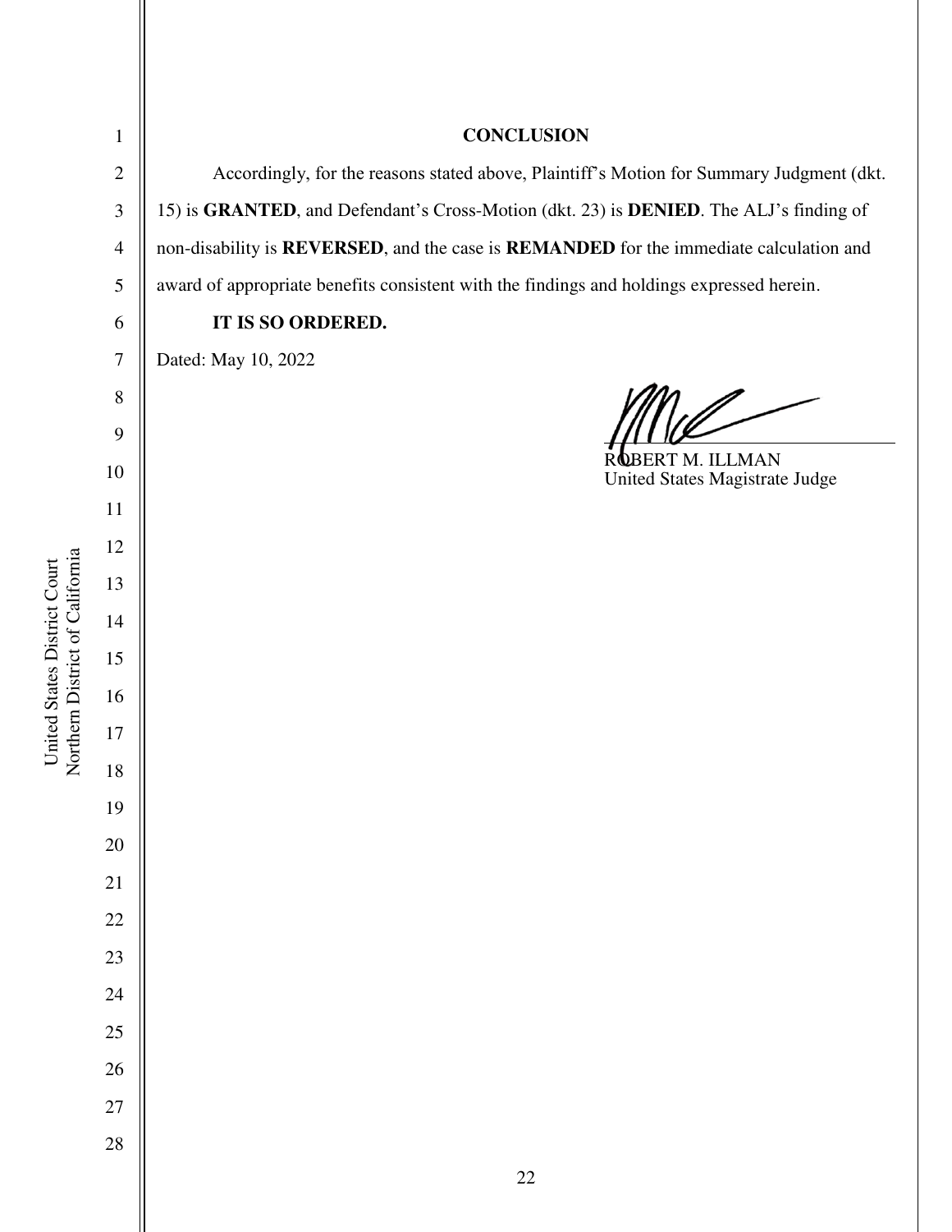## CONCLUSION

Accordingly, for the reasons stated above, Plaintiff's Motion for Summary Judgment (dkt. 15) is **GRANTED**, and Defendant's Cross-Motion (dkt. 23) is **DENIED**. The ALJ's finding of non-disability is **REVERSED**, and the case is **REMANDED** for the immediate calculation and award of appropriate benefits consistent with the findings and holdings expressed herein.

**IT IS SO ORDERED.**

Dated: May 10, 2022

ROBERT M. ILLMAN
United States Magistrate Judge